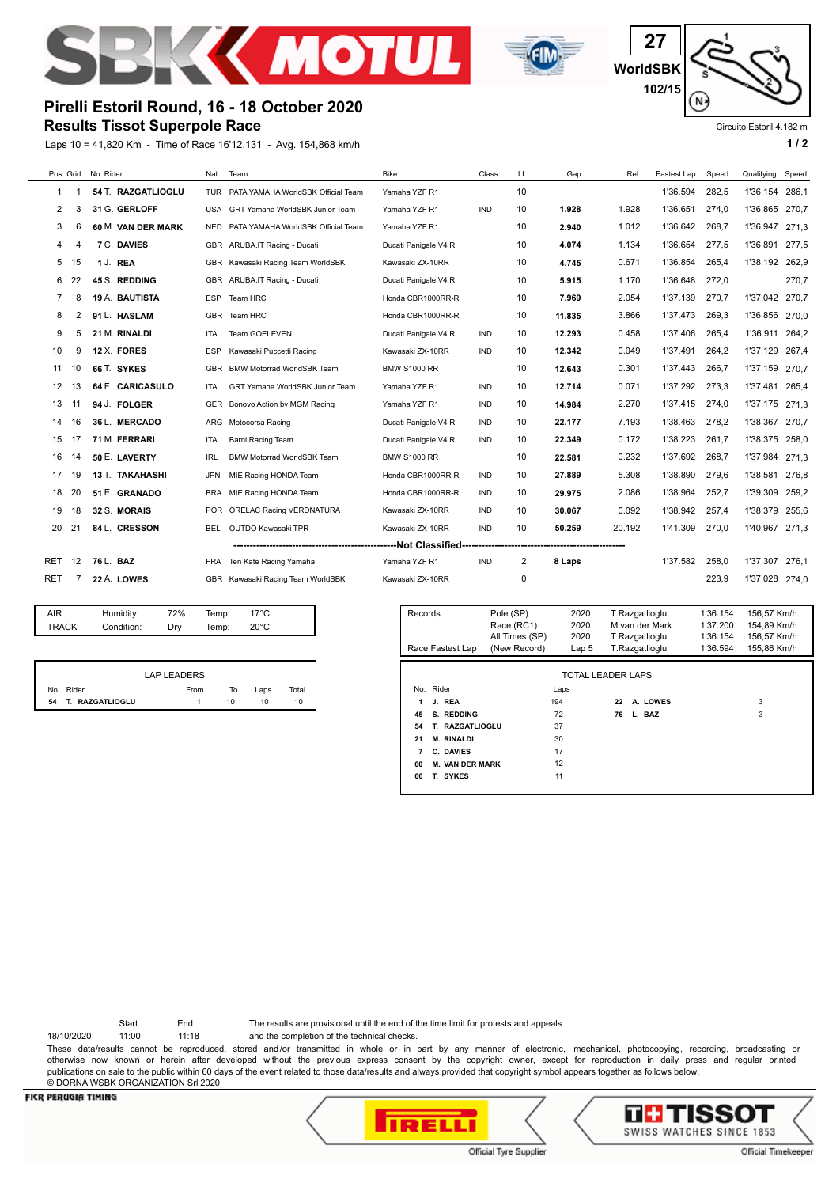# Pirelli Estoril Round, 16 - 18 October 2020

## Results Tissot Superpole Race

WorldSBK 27 102/15

Circuito Estoril 4.182 m

Laps 10 = 41,820 Km - Time of Race 16'12.131 - Avg. 154,868 km/h

| Pos | Grid | No. Rider | Nat | Team | Bike | Class | LL | Gap | Rel. | Fastest Lap | Speed | Qualifying | Speed |
|---|---|---|---|---|---|---|---|---|---|---|---|---|---|
| 1 | 1 | 54 T. RAZGATLIOGLU | TUR | PATA YAMAHA WorldSBK Official Team | Yamaha YZF R1 | | 10 | | | 1'36.594 | 282,5 | 1'36.154 | 286,1 |
| 2 | 3 | 31 G. GERLOFF | USA | GRT Yamaha WorldSBK Junior Team | Yamaha YZF R1 | IND | 10 | 1.928 | 1.928 | 1'36.651 | 274,0 | 1'36.865 | 270,7 |
| 3 | 6 | 60 M. VAN DER MARK | NED | PATA YAMAHA WorldSBK Official Team | Yamaha YZF R1 | | 10 | 2.940 | 1.012 | 1'36.642 | 268,7 | 1'36.947 | 271,3 |
| 4 | 4 | 7 C. DAVIES | GBR | ARUBA.IT Racing - Ducati | Ducati Panigale V4 R | | 10 | 4.074 | 1.134 | 1'36.654 | 277,5 | 1'36.891 | 277,5 |
| 5 | 15 | 1 J. REA | GBR | Kawasaki Racing Team WorldSBK | Kawasaki ZX-10RR | | 10 | 4.745 | 0.671 | 1'36.854 | 265,4 | 1'38.192 | 262,9 |
| 6 | 22 | 45 S. REDDING | GBR | ARUBA.IT Racing - Ducati | Ducati Panigale V4 R | | 10 | 5.915 | 1.170 | 1'36.648 | 272,0 | | 270,7 |
| 7 | 8 | 19 A. BAUTISTA | ESP | Team HRC | Honda CBR1000RR-R | | 10 | 7.969 | 2.054 | 1'37.139 | 270,7 | 1'37.042 | 270,7 |
| 8 | 2 | 91 L. HASLAM | GBR | Team HRC | Honda CBR1000RR-R | | 10 | 11.835 | 3.866 | 1'37.473 | 269,3 | 1'36.856 | 270,0 |
| 9 | 5 | 21 M. RINALDI | ITA | Team GOELEVEN | Ducati Panigale V4 R | IND | 10 | 12.293 | 0.458 | 1'37.406 | 265,4 | 1'36.911 | 264,2 |
| 10 | 9 | 12 X. FORES | ESP | Kawasaki Puccetti Racing | Kawasaki ZX-10RR | IND | 10 | 12.342 | 0.049 | 1'37.491 | 264,2 | 1'37.129 | 267,4 |
| 11 | 10 | 66 T. SYKES | GBR | BMW Motorrad WorldSBK Team | BMW S1000 RR | | 10 | 12.643 | 0.301 | 1'37.443 | 266,7 | 1'37.159 | 270,7 |
| 12 | 13 | 64 F. CARICASULO | ITA | GRT Yamaha WorldSBK Junior Team | Yamaha YZF R1 | IND | 10 | 12.714 | 0.071 | 1'37.292 | 273,3 | 1'37.481 | 265,4 |
| 13 | 11 | 94 J. FOLGER | GER | Bonovo Action by MGM Racing | Yamaha YZF R1 | IND | 10 | 14.984 | 2.270 | 1'37.415 | 274,0 | 1'37.175 | 271,3 |
| 14 | 16 | 36 L. MERCADO | ARG | Motocorsa Racing | Ducati Panigale V4 R | IND | 10 | 22.177 | 7.193 | 1'38.463 | 278,2 | 1'38.367 | 270,7 |
| 15 | 17 | 71 M. FERRARI | ITA | Barni Racing Team | Ducati Panigale V4 R | IND | 10 | 22.349 | 0.172 | 1'38.223 | 261,7 | 1'38.375 | 258,0 |
| 16 | 14 | 50 E. LAVERTY | IRL | BMW Motorrad WorldSBK Team | BMW S1000 RR | | 10 | 22.581 | 0.232 | 1'37.692 | 268,7 | 1'37.984 | 271,3 |
| 17 | 19 | 13 T. TAKAHASHI | JPN | MIE Racing HONDA Team | Honda CBR1000RR-R | IND | 10 | 27.889 | 5.308 | 1'38.890 | 279,6 | 1'38.581 | 276,8 |
| 18 | 20 | 51 E. GRANADO | BRA | MIE Racing HONDA Team | Honda CBR1000RR-R | IND | 10 | 29.975 | 2.086 | 1'38.964 | 252,7 | 1'39.309 | 259,2 |
| 19 | 18 | 32 S. MORAIS | POR | ORELAC Racing VERDNATURA | Kawasaki ZX-10RR | IND | 10 | 30.067 | 0.092 | 1'38.942 | 257,4 | 1'38.379 | 255,6 |
| 20 | 21 | 84 L. CRESSON | BEL | OUTDO Kawasaki TPR | Kawasaki ZX-10RR | IND | 10 | 50.259 | 20.192 | 1'41.309 | 270,0 | 1'40.967 | 271,3 |
| | | | | | Not Classified | | | | | | | | |
| RET | 12 | 76 L. BAZ | FRA | Ten Kate Racing Yamaha | Yamaha YZF R1 | IND | 2 | 8 Laps | | 1'37.582 | 258,0 | 1'37.307 | 276,1 |
| RET | 7 | 22 A. LOWES | GBR | Kawasaki Racing Team WorldSBK | Kawasaki ZX-10RR | | 0 | | | | 223,9 | 1'37.028 | 274,0 |

| | | | | |
|---|---|---|---|---|
| AIR | Humidity: | 72% | Temp: | 17°C |
| TRACK | Condition: | Dry | Temp: | 20°C |

| Records | | | | | |
|---|---|---|---|---|---|
| | Pole (SP) | 2020 | T.Razgatlioglu | 1'36.154 | 156,57 Km/h |
| | Race (RC1) | 2020 | M.van der Mark | 1'37.200 | 154,89 Km/h |
| | All Times (SP) | 2020 | T.Razgatlioglu | 1'36.154 | 156,57 Km/h |
| Race Fastest Lap | (New Record) | Lap 5 | T.Razgatlioglu | 1'36.594 | 155,86 Km/h |

**LAP LEADERS**

| No. | Rider | From | To | Laps | Total |
|---|---|---|---|---|---|
| 54 | T. RAZGATLIOGLU | 1 | 10 | 10 | 10 |

**TOTAL LEADER LAPS**

| No. | Rider | Laps |
|---|---|---|
| 1 | J. REA | 194 |
| 45 | S. REDDING | 72 |
| 54 | T. RAZGATLIOGLU | 37 |
| 21 | M. RINALDI | 30 |
| 7 | C. DAVIES | 17 |
| 60 | M. VAN DER MARK | 12 |
| 66 | T. SYKES | 11 |
| 22 | A. LOWES | 3 |
| 76 | L. BAZ | 3 |

| | Start | End |
|---|---|---|
| 18/10/2020 | 11:00 | 11:18 |

The results are provisional until the end of the time limit for protests and appeals and the completion of the technical checks.

These data/results cannot be reproduced, stored and/or transmitted in whole or in part by any manner of electronic, mechanical, photocopying, recording, broadcasting or otherwise now known or herein after developed without the previous express consent by the copyright owner, except for reproduction in daily press and regular printed publications on sale to the public within 60 days of the event related to those data/results and always provided that copyright symbol appears together as follows below.

© DORNA WSBK ORGANIZATION Srl 2020

FICR PERUGIA TIMING

Official Tyre Supplier — Official Timekeeper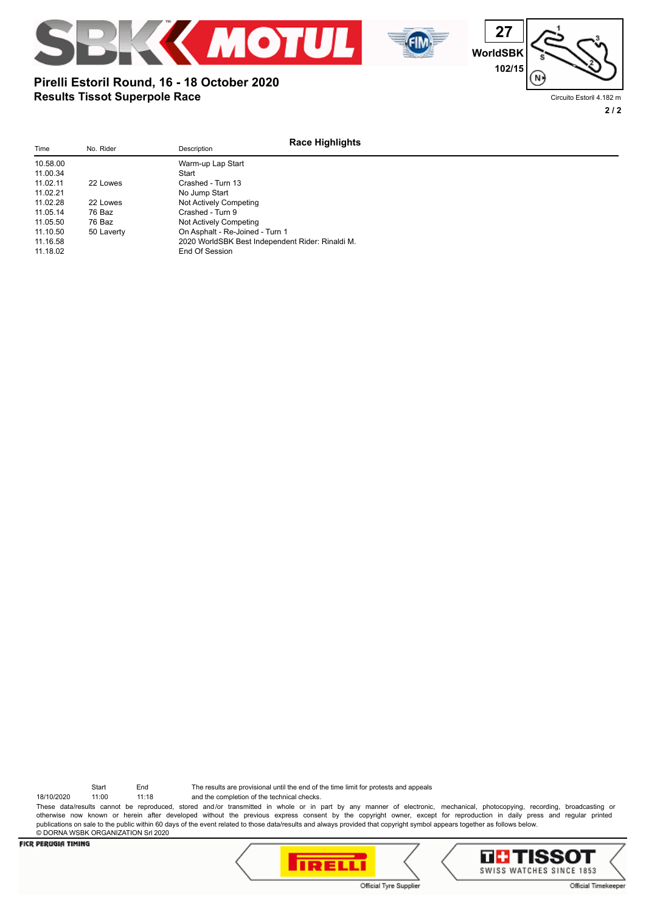**Pirelli Estoril Round, 16 - 18 October 2020**
**Results Tissot Superpole Race**

27
WorldSBK
102/15

Circuito Estoril 4.182 m

## Race Highlights

| Time | No. Rider | Description |
| --- | --- | --- |
| 10.58.00 | | Warm-up Lap Start |
| 11.00.34 | | Start |
| 11.02.11 | 22 Lowes | Crashed - Turn 13 |
| 11.02.21 | | No Jump Start |
| 11.02.28 | 22 Lowes | Not Actively Competing |
| 11.05.14 | 76 Baz | Crashed - Turn 9 |
| 11.05.50 | 76 Baz | Not Actively Competing |
| 11.10.50 | 50 Laverty | On Asphalt - Re-Joined - Turn 1 |
| 11.16.58 | | 2020 WorldSBK Best Independent Rider: Rinaldi M. |
| 11.18.02 | | End Of Session |

| | Start | End |
| --- | --- | --- |
| 18/10/2020 | 11:00 | 11:18 |

The results are provisional until the end of the time limit for protests and appeals and the completion of the technical checks.

These data/results cannot be reproduced, stored and/or transmitted in whole or in part by any manner of electronic, mechanical, photocopying, recording, broadcasting or otherwise now known or herein after developed without the previous express consent by the copyright owner, except for reproduction in daily press and regular printed publications on sale to the public within 60 days of the event related to those data/results and always provided that copyright symbol appears together as follows below.
© DORNA WSBK ORGANIZATION Srl 2020

FICR PERUGIA TIMING

Official Tyre Supplier

Official Timekeeper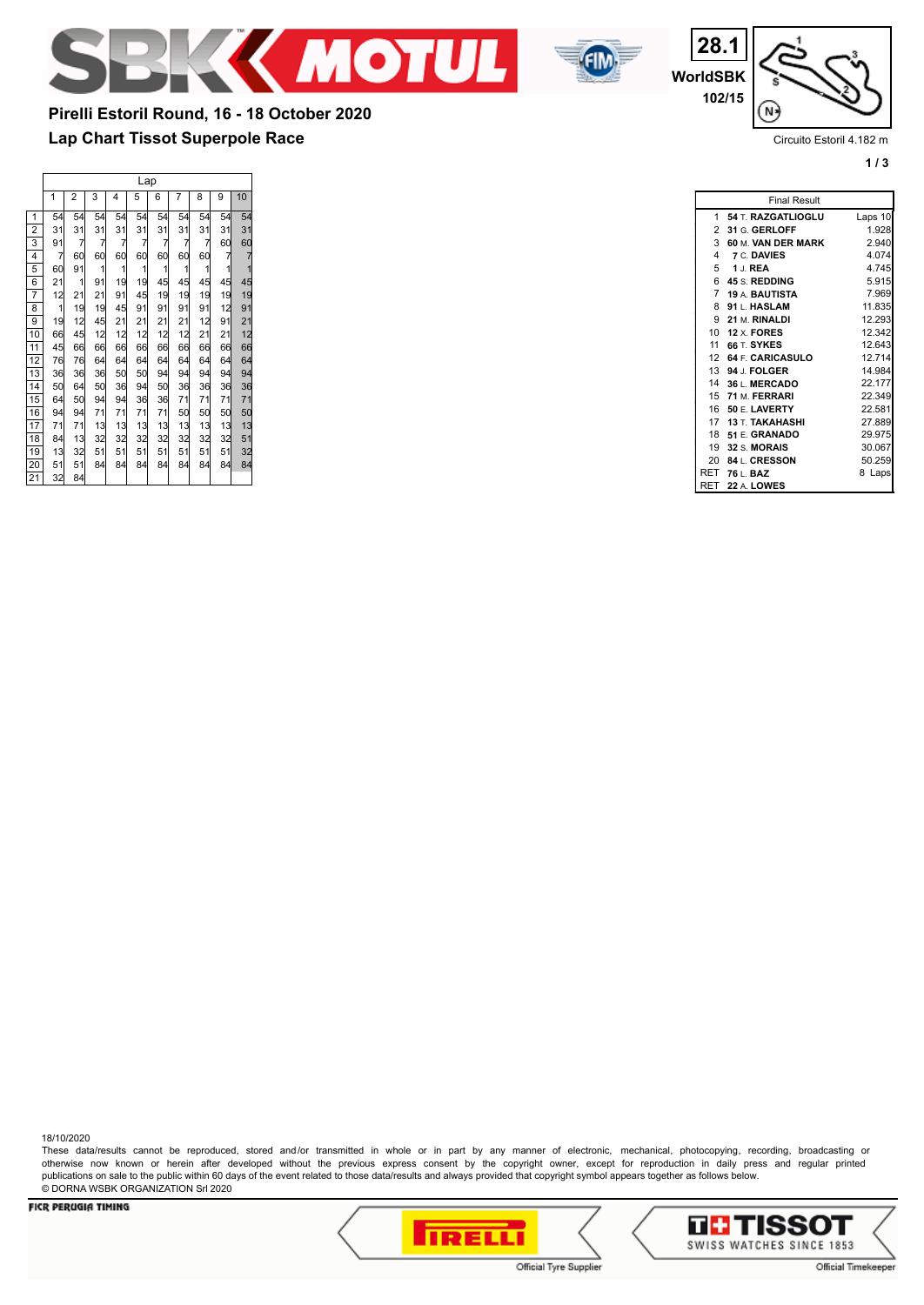**28.1**
**WorldSBK**
**102/15**

Circuito Estoril 4.182 m

## Pirelli Estoril Round, 16 - 18 October 2020
## Lap Chart Tissot Superpole Race

| | Lap 1 | 2 | 3 | 4 | 5 | 6 | 7 | 8 | 9 | 10 |
|---|---|---|---|---|---|---|---|---|---|---|
| 1 | 54 | 54 | 54 | 54 | 54 | 54 | 54 | 54 | 54 | 54 |
| 2 | 31 | 31 | 31 | 31 | 31 | 31 | 31 | 31 | 31 | 31 |
| 3 | 91 | 7 | 7 | 7 | 7 | 7 | 7 | 7 | 60 | 60 |
| 4 | 7 | 60 | 60 | 60 | 60 | 60 | 60 | 60 | 7 | 7 |
| 5 | 60 | 91 | 1 | 1 | 1 | 1 | 1 | 1 | 1 | 1 |
| 6 | 21 | 1 | 91 | 19 | 19 | 45 | 45 | 45 | 45 | 45 |
| 7 | 12 | 21 | 21 | 91 | 45 | 19 | 19 | 19 | 19 | 19 |
| 8 | 1 | 19 | 19 | 45 | 91 | 91 | 91 | 91 | 12 | 91 |
| 9 | 19 | 12 | 45 | 21 | 21 | 21 | 21 | 12 | 91 | 21 |
| 10 | 66 | 45 | 12 | 12 | 12 | 12 | 12 | 21 | 21 | 12 |
| 11 | 45 | 66 | 66 | 66 | 66 | 66 | 66 | 66 | 66 | 66 |
| 12 | 76 | 76 | 64 | 64 | 64 | 64 | 64 | 64 | 64 | 64 |
| 13 | 36 | 36 | 36 | 50 | 50 | 94 | 94 | 94 | 94 | 94 |
| 14 | 50 | 64 | 50 | 36 | 94 | 50 | 36 | 36 | 36 | 36 |
| 15 | 64 | 50 | 94 | 94 | 36 | 36 | 71 | 71 | 71 | 71 |
| 16 | 94 | 94 | 71 | 71 | 71 | 71 | 50 | 50 | 50 | 50 |
| 17 | 71 | 71 | 13 | 13 | 13 | 13 | 13 | 13 | 13 | 13 |
| 18 | 84 | 13 | 32 | 32 | 32 | 32 | 32 | 32 | 32 | 51 |
| 19 | 13 | 32 | 51 | 51 | 51 | 51 | 51 | 51 | 51 | 32 |
| 20 | 51 | 51 | 84 | 84 | 84 | 84 | 84 | 84 | 84 | 84 |
| 21 | 32 | 84 | | | | | | | | |

| Final Result | | |
|---|---|---|
| 1 | **54** T. **RAZGATLIOGLU** | Laps 10 |
| 2 | **31** G. **GERLOFF** | 1.928 |
| 3 | **60** M. **VAN DER MARK** | 2.940 |
| 4 | **7** C. **DAVIES** | 4.074 |
| 5 | **1** J. **REA** | 4.745 |
| 6 | **45** S. **REDDING** | 5.915 |
| 7 | **19** A. **BAUTISTA** | 7.969 |
| 8 | **91** L. **HASLAM** | 11.835 |
| 9 | **21** M. **RINALDI** | 12.293 |
| 10 | **12** X. **FORES** | 12.342 |
| 11 | **66** T. **SYKES** | 12.643 |
| 12 | **64** F. **CARICASULO** | 12.714 |
| 13 | **94** J. **FOLGER** | 14.984 |
| 14 | **36** L. **MERCADO** | 22.177 |
| 15 | **71** M. **FERRARI** | 22.349 |
| 16 | **50** E. **LAVERTY** | 22.581 |
| 17 | **13** T. **TAKAHASHI** | 27.889 |
| 18 | **51** E. **GRANADO** | 29.975 |
| 19 | **32** S. **MORAIS** | 30.067 |
| 20 | **84** L. **CRESSON** | 50.259 |
| RET | **76** L. **BAZ** | 8 Laps |
| RET | **22** A. **LOWES** | |

18/10/2020

These data/results cannot be reproduced, stored and/or transmitted in whole or in part by any manner of electronic, mechanical, photocopying, recording, broadcasting or otherwise now known or herein after developed without the previous express consent by the copyright owner, except for reproduction in daily press and regular printed publications on sale to the public within 60 days of the event related to those data/results and always provided that copyright symbol appears together as follows below.

© DORNA WSBK ORGANIZATION Srl 2020

FICR PERUGIA TIMING

Official Tyre Supplier — Official Timekeeper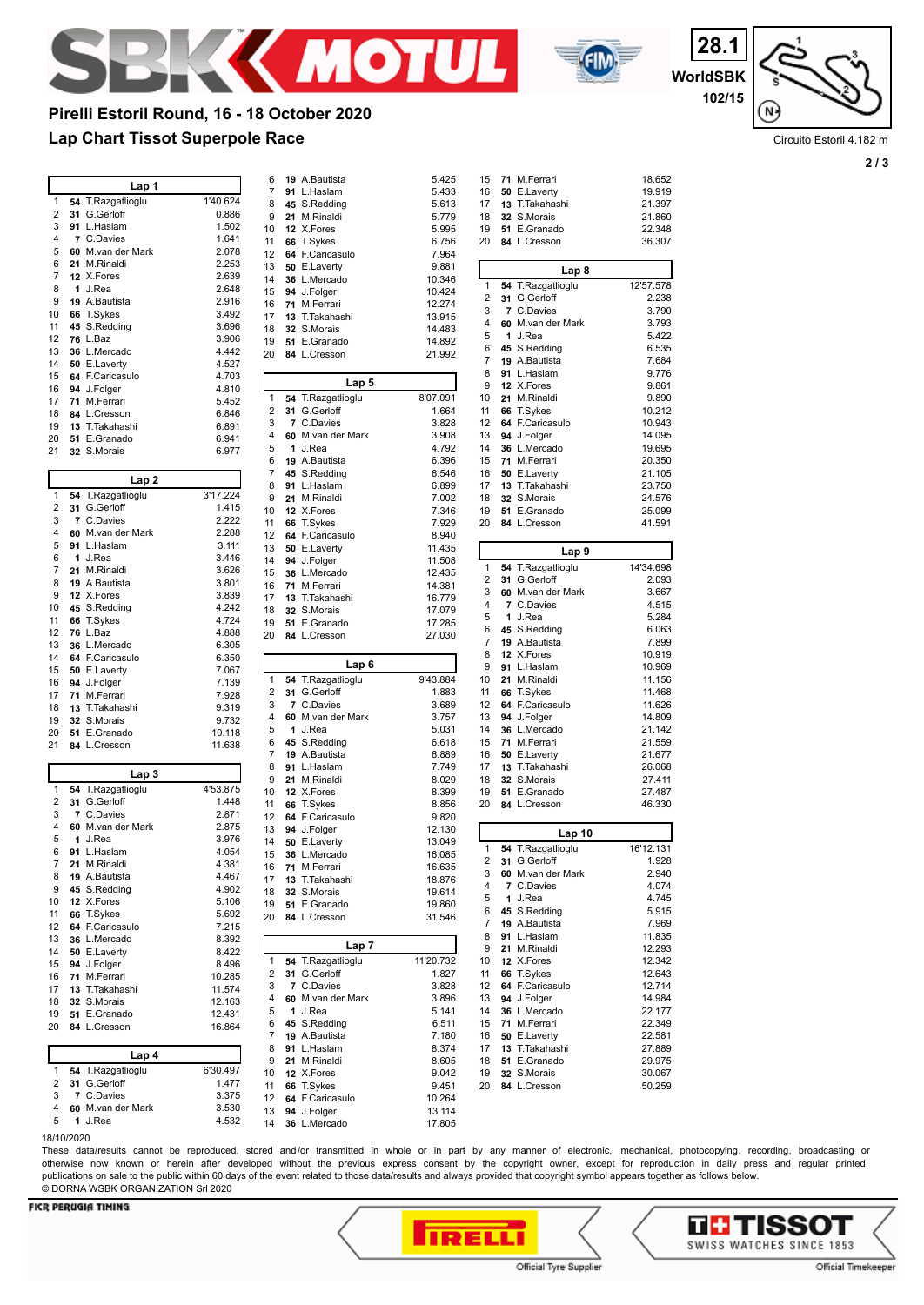# Pirelli Estoril Round, 16 - 18 October 2020

## Lap Chart Tissot Superpole Race

28.1 WorldSBK 102/15

Circuito Estoril 4.182 m

### Lap 1

| Pos | No | Rider | Time/Gap |
|---|---|---|---|
| 1 | 54 | T.Razgatlioglu | 1'40.624 |
| 2 | 31 | G.Gerloff | 0.886 |
| 3 | 91 | L.Haslam | 1.502 |
| 4 | 7 | C.Davies | 1.641 |
| 5 | 60 | M.van der Mark | 2.078 |
| 6 | 21 | M.Rinaldi | 2.253 |
| 7 | 12 | X.Fores | 2.639 |
| 8 | 1 | J.Rea | 2.648 |
| 9 | 19 | A.Bautista | 2.916 |
| 10 | 66 | T.Sykes | 3.492 |
| 11 | 45 | S.Redding | 3.696 |
| 12 | 76 | L.Baz | 3.906 |
| 13 | 36 | L.Mercado | 4.442 |
| 14 | 50 | E.Laverty | 4.527 |
| 15 | 64 | F.Caricasulo | 4.703 |
| 16 | 94 | J.Folger | 4.810 |
| 17 | 71 | M.Ferrari | 5.452 |
| 18 | 84 | L.Cresson | 6.846 |
| 19 | 13 | T.Takahashi | 6.891 |
| 20 | 51 | E.Granado | 6.941 |
| 21 | 32 | S.Morais | 6.977 |

### Lap 2

| Pos | No | Rider | Time/Gap |
|---|---|---|---|
| 1 | 54 | T.Razgatlioglu | 3'17.224 |
| 2 | 31 | G.Gerloff | 1.415 |
| 3 | 7 | C.Davies | 2.222 |
| 4 | 60 | M.van der Mark | 2.288 |
| 5 | 91 | L.Haslam | 3.111 |
| 6 | 1 | J.Rea | 3.446 |
| 7 | 21 | M.Rinaldi | 3.626 |
| 8 | 19 | A.Bautista | 3.801 |
| 9 | 12 | X.Fores | 3.839 |
| 10 | 45 | S.Redding | 4.242 |
| 11 | 66 | T.Sykes | 4.724 |
| 12 | 76 | L.Baz | 4.888 |
| 13 | 36 | L.Mercado | 6.305 |
| 14 | 64 | F.Caricasulo | 6.350 |
| 15 | 50 | E.Laverty | 7.067 |
| 16 | 94 | J.Folger | 7.139 |
| 17 | 71 | M.Ferrari | 7.928 |
| 18 | 13 | T.Takahashi | 9.319 |
| 19 | 32 | S.Morais | 9.732 |
| 20 | 51 | E.Granado | 10.118 |
| 21 | 84 | L.Cresson | 11.638 |

### Lap 3

| Pos | No | Rider | Time/Gap |
|---|---|---|---|
| 1 | 54 | T.Razgatlioglu | 4'53.875 |
| 2 | 31 | G.Gerloff | 1.448 |
| 3 | 7 | C.Davies | 2.871 |
| 4 | 60 | M.van der Mark | 2.875 |
| 5 | 1 | J.Rea | 3.976 |
| 6 | 91 | L.Haslam | 4.054 |
| 7 | 21 | M.Rinaldi | 4.381 |
| 8 | 19 | A.Bautista | 4.467 |
| 9 | 45 | S.Redding | 4.902 |
| 10 | 12 | X.Fores | 5.106 |
| 11 | 66 | T.Sykes | 5.692 |
| 12 | 64 | F.Caricasulo | 7.215 |
| 13 | 36 | L.Mercado | 8.392 |
| 14 | 50 | E.Laverty | 8.422 |
| 15 | 94 | J.Folger | 8.496 |
| 16 | 71 | M.Ferrari | 10.285 |
| 17 | 13 | T.Takahashi | 11.574 |
| 18 | 32 | S.Morais | 12.163 |
| 19 | 51 | E.Granado | 12.431 |
| 20 | 84 | L.Cresson | 16.864 |

### Lap 4

| Pos | No | Rider | Time/Gap |
|---|---|---|---|
| 1 | 54 | T.Razgatlioglu | 6'30.497 |
| 2 | 31 | G.Gerloff | 1.477 |
| 3 | 7 | C.Davies | 3.375 |
| 4 | 60 | M.van der Mark | 3.530 |
| 5 | 1 | J.Rea | 4.532 |
| 6 | 19 | A.Bautista | 5.425 |
| 7 | 91 | L.Haslam | 5.433 |
| 8 | 45 | S.Redding | 5.613 |
| 9 | 21 | M.Rinaldi | 5.779 |
| 10 | 12 | X.Fores | 5.995 |
| 11 | 66 | T.Sykes | 6.756 |
| 12 | 64 | F.Caricasulo | 7.964 |
| 13 | 50 | E.Laverty | 9.881 |
| 14 | 36 | L.Mercado | 10.346 |
| 15 | 94 | J.Folger | 10.424 |
| 16 | 71 | M.Ferrari | 12.274 |
| 17 | 13 | T.Takahashi | 13.915 |
| 18 | 32 | S.Morais | 14.483 |
| 19 | 51 | E.Granado | 14.892 |
| 20 | 84 | L.Cresson | 21.992 |

### Lap 5

| Pos | No | Rider | Time/Gap |
|---|---|---|---|
| 1 | 54 | T.Razgatlioglu | 8'07.091 |
| 2 | 31 | G.Gerloff | 1.664 |
| 3 | 7 | C.Davies | 3.828 |
| 4 | 60 | M.van der Mark | 3.908 |
| 5 | 1 | J.Rea | 4.792 |
| 6 | 19 | A.Bautista | 6.396 |
| 7 | 45 | S.Redding | 6.546 |
| 8 | 91 | L.Haslam | 6.899 |
| 9 | 21 | M.Rinaldi | 7.002 |
| 10 | 12 | X.Fores | 7.346 |
| 11 | 66 | T.Sykes | 7.929 |
| 12 | 64 | F.Caricasulo | 8.940 |
| 13 | 50 | E.Laverty | 11.435 |
| 14 | 94 | J.Folger | 11.508 |
| 15 | 36 | L.Mercado | 12.435 |
| 16 | 71 | M.Ferrari | 14.381 |
| 17 | 13 | T.Takahashi | 16.779 |
| 18 | 32 | S.Morais | 17.079 |
| 19 | 51 | E.Granado | 17.285 |
| 20 | 84 | L.Cresson | 27.030 |

### Lap 6

| Pos | No | Rider | Time/Gap |
|---|---|---|---|
| 1 | 54 | T.Razgatlioglu | 9'43.884 |
| 2 | 31 | G.Gerloff | 1.883 |
| 3 | 7 | C.Davies | 3.689 |
| 4 | 60 | M.van der Mark | 3.757 |
| 5 | 1 | J.Rea | 5.031 |
| 6 | 45 | S.Redding | 6.618 |
| 7 | 19 | A.Bautista | 6.889 |
| 8 | 91 | L.Haslam | 7.749 |
| 9 | 21 | M.Rinaldi | 8.029 |
| 10 | 12 | X.Fores | 8.399 |
| 11 | 66 | T.Sykes | 8.856 |
| 12 | 64 | F.Caricasulo | 9.820 |
| 13 | 94 | J.Folger | 12.130 |
| 14 | 50 | E.Laverty | 13.049 |
| 15 | 36 | L.Mercado | 16.085 |
| 16 | 71 | M.Ferrari | 16.635 |
| 17 | 13 | T.Takahashi | 18.876 |
| 18 | 32 | S.Morais | 19.614 |
| 19 | 51 | E.Granado | 19.860 |
| 20 | 84 | L.Cresson | 31.546 |

### Lap 7

| Pos | No | Rider | Time/Gap |
|---|---|---|---|
| 1 | 54 | T.Razgatlioglu | 11'20.732 |
| 2 | 31 | G.Gerloff | 1.827 |
| 3 | 7 | C.Davies | 3.828 |
| 4 | 60 | M.van der Mark | 3.896 |
| 5 | 1 | J.Rea | 5.141 |
| 6 | 45 | S.Redding | 6.511 |
| 7 | 19 | A.Bautista | 7.180 |
| 8 | 91 | L.Haslam | 8.374 |
| 9 | 21 | M.Rinaldi | 8.605 |
| 10 | 12 | X.Fores | 9.042 |
| 11 | 66 | T.Sykes | 9.451 |
| 12 | 64 | F.Caricasulo | 10.264 |
| 13 | 94 | J.Folger | 13.114 |
| 14 | 36 | L.Mercado | 17.805 |
| 15 | 71 | M.Ferrari | 18.652 |
| 16 | 50 | E.Laverty | 19.919 |
| 17 | 13 | T.Takahashi | 21.397 |
| 18 | 32 | S.Morais | 21.860 |
| 19 | 51 | E.Granado | 22.348 |
| 20 | 84 | L.Cresson | 36.307 |

### Lap 8

| Pos | No | Rider | Time/Gap |
|---|---|---|---|
| 1 | 54 | T.Razgatlioglu | 12'57.578 |
| 2 | 31 | G.Gerloff | 2.238 |
| 3 | 7 | C.Davies | 3.790 |
| 4 | 60 | M.van der Mark | 3.793 |
| 5 | 1 | J.Rea | 5.422 |
| 6 | 45 | S.Redding | 6.535 |
| 7 | 19 | A.Bautista | 7.684 |
| 8 | 91 | L.Haslam | 9.776 |
| 9 | 12 | X.Fores | 9.861 |
| 10 | 21 | M.Rinaldi | 9.890 |
| 11 | 66 | T.Sykes | 10.212 |
| 12 | 64 | F.Caricasulo | 10.943 |
| 13 | 94 | J.Folger | 14.095 |
| 14 | 36 | L.Mercado | 19.695 |
| 15 | 71 | M.Ferrari | 20.350 |
| 16 | 50 | E.Laverty | 21.105 |
| 17 | 13 | T.Takahashi | 23.750 |
| 18 | 32 | S.Morais | 24.576 |
| 19 | 51 | E.Granado | 25.099 |
| 20 | 84 | L.Cresson | 41.591 |

### Lap 9

| Pos | No | Rider | Time/Gap |
|---|---|---|---|
| 1 | 54 | T.Razgatlioglu | 14'34.698 |
| 2 | 31 | G.Gerloff | 2.093 |
| 3 | 60 | M.van der Mark | 3.667 |
| 4 | 7 | C.Davies | 4.515 |
| 5 | 1 | J.Rea | 5.284 |
| 6 | 45 | S.Redding | 6.063 |
| 7 | 19 | A.Bautista | 7.899 |
| 8 | 12 | X.Fores | 10.919 |
| 9 | 91 | L.Haslam | 10.969 |
| 10 | 21 | M.Rinaldi | 11.156 |
| 11 | 66 | T.Sykes | 11.468 |
| 12 | 64 | F.Caricasulo | 11.626 |
| 13 | 94 | J.Folger | 14.809 |
| 14 | 36 | L.Mercado | 21.142 |
| 15 | 71 | M.Ferrari | 21.559 |
| 16 | 50 | E.Laverty | 21.677 |
| 17 | 13 | T.Takahashi | 26.068 |
| 18 | 32 | S.Morais | 27.411 |
| 19 | 51 | E.Granado | 27.487 |
| 20 | 84 | L.Cresson | 46.330 |

### Lap 10

| Pos | No | Rider | Time/Gap |
|---|---|---|---|
| 1 | 54 | T.Razgatlioglu | 16'12.131 |
| 2 | 31 | G.Gerloff | 1.928 |
| 3 | 60 | M.van der Mark | 2.940 |
| 4 | 7 | C.Davies | 4.074 |
| 5 | 1 | J.Rea | 4.745 |
| 6 | 45 | S.Redding | 5.915 |
| 7 | 19 | A.Bautista | 7.969 |
| 8 | 91 | L.Haslam | 11.835 |
| 9 | 21 | M.Rinaldi | 12.293 |
| 10 | 12 | X.Fores | 12.342 |
| 11 | 66 | T.Sykes | 12.643 |
| 12 | 64 | F.Caricasulo | 12.714 |
| 13 | 94 | J.Folger | 14.984 |
| 14 | 36 | L.Mercado | 22.177 |
| 15 | 71 | M.Ferrari | 22.349 |
| 16 | 50 | E.Laverty | 22.581 |
| 17 | 13 | T.Takahashi | 27.889 |
| 18 | 51 | E.Granado | 29.975 |
| 19 | 32 | S.Morais | 30.067 |
| 20 | 84 | L.Cresson | 50.259 |

18/10/2020

These data/results cannot be reproduced, stored and/or transmitted in whole or in part by any manner of electronic, mechanical, photocopying, recording, broadcasting or otherwise now known or herein after developed without the previous express consent by the copyright owner, except for reproduction in daily press and regular printed publications on sale to the public within 60 days of the event related to those data/results and always provided that copyright symbol appears together as follows below.

© DORNA WSBK ORGANIZATION Srl 2020

FICR PERUGIA TIMING — Official Tyre Supplier: Pirelli — Official Timekeeper: Tissot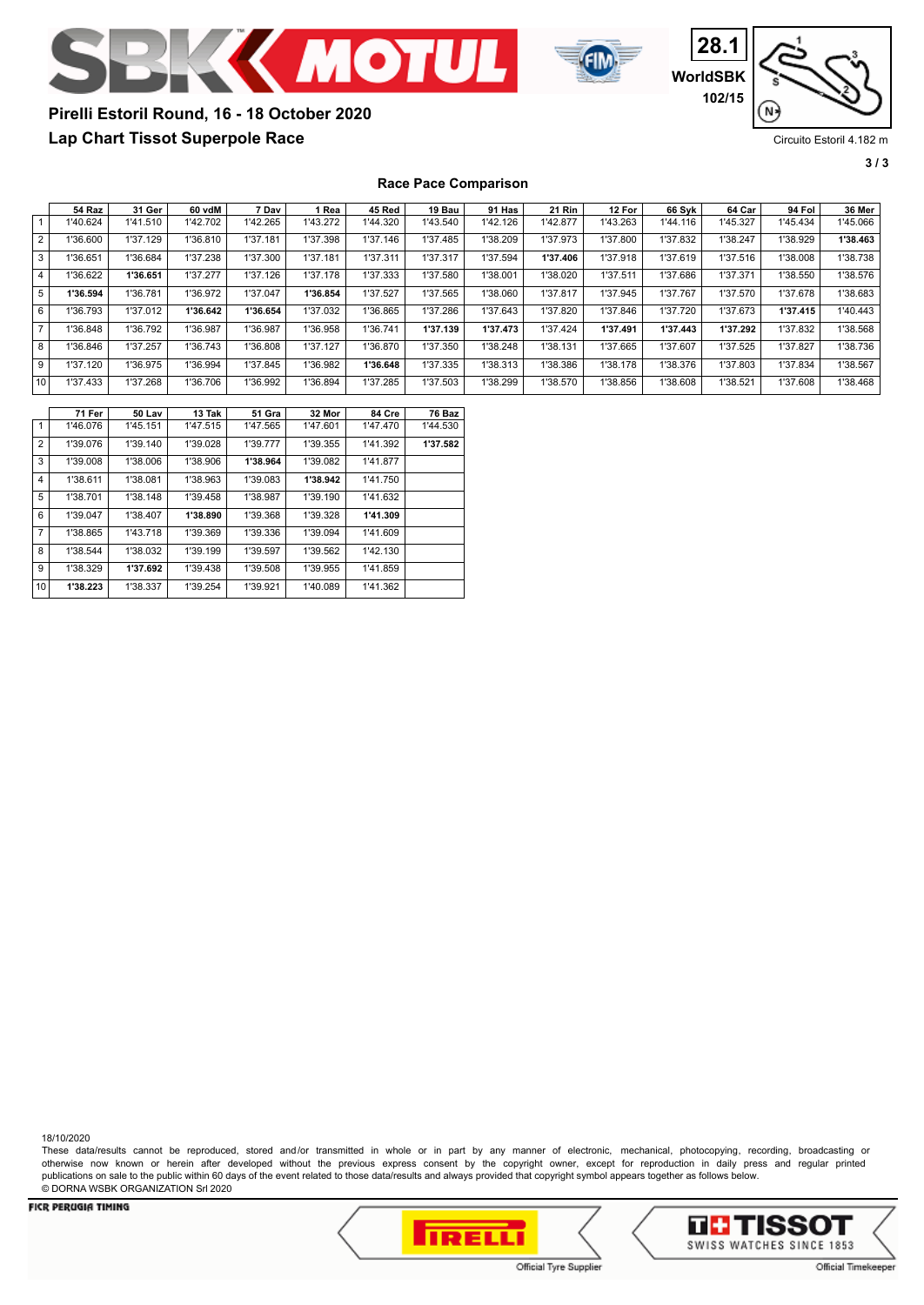# Pirelli Estoril Round, 16 - 18 October 2020

## Lap Chart Tissot Superpole Race

28.1 WorldSBK 102/15

Circuito Estoril 4.182 m

### Race Pace Comparison

| | 54 Raz | 31 Ger | 60 vdM | 7 Dav | 1 Rea | 45 Red | 19 Bau | 91 Has | 21 Rin | 12 For | 66 Syk | 64 Car | 94 Fol | 36 Mer |
|---|---|---|---|---|---|---|---|---|---|---|---|---|---|---|
| 1 | 1'40.624 | 1'41.510 | 1'42.702 | 1'42.265 | 1'43.272 | 1'44.320 | 1'43.540 | 1'42.126 | 1'42.877 | 1'43.263 | 1'44.116 | 1'45.327 | 1'45.434 | 1'45.066 |
| 2 | 1'36.600 | 1'37.129 | 1'36.810 | 1'37.181 | 1'37.398 | 1'37.146 | 1'37.485 | 1'38.209 | 1'37.973 | 1'37.800 | 1'37.832 | 1'38.247 | 1'38.929 | **1'38.463** |
| 3 | 1'36.651 | 1'36.684 | 1'37.238 | 1'37.300 | 1'37.181 | 1'37.311 | 1'37.317 | 1'37.594 | **1'37.406** | 1'37.918 | 1'37.619 | 1'37.516 | 1'38.008 | 1'38.738 |
| 4 | 1'36.622 | **1'36.651** | 1'37.277 | 1'37.126 | 1'37.178 | 1'37.333 | 1'37.580 | 1'38.001 | 1'38.020 | 1'37.511 | 1'37.686 | 1'37.371 | 1'38.550 | 1'38.576 |
| 5 | **1'36.594** | 1'36.781 | 1'36.972 | 1'37.047 | **1'36.854** | 1'37.527 | 1'37.565 | 1'38.060 | 1'37.817 | 1'37.945 | 1'37.767 | 1'37.570 | 1'37.678 | 1'38.683 |
| 6 | 1'36.793 | 1'37.012 | **1'36.642** | **1'36.654** | 1'37.032 | 1'36.865 | 1'37.286 | 1'37.643 | 1'37.820 | 1'37.846 | 1'37.720 | 1'37.673 | **1'37.415** | 1'40.443 |
| 7 | 1'36.848 | 1'36.792 | 1'36.987 | 1'36.987 | 1'36.958 | 1'36.741 | **1'37.139** | **1'37.473** | 1'37.424 | **1'37.491** | **1'37.443** | **1'37.292** | 1'37.832 | 1'38.568 |
| 8 | 1'36.846 | 1'37.257 | 1'36.743 | 1'36.808 | 1'37.127 | 1'36.870 | 1'37.350 | 1'38.248 | 1'38.131 | 1'37.665 | 1'37.607 | 1'37.525 | 1'37.827 | 1'38.736 |
| 9 | 1'37.120 | 1'36.975 | 1'36.994 | 1'37.845 | 1'36.982 | **1'36.648** | 1'37.335 | 1'38.313 | 1'38.386 | 1'38.178 | 1'38.376 | 1'37.803 | 1'37.834 | 1'38.567 |
| 10 | 1'37.433 | 1'37.268 | 1'36.706 | 1'36.992 | 1'36.894 | 1'37.285 | 1'37.503 | 1'38.299 | 1'38.570 | 1'38.856 | 1'38.608 | 1'38.521 | 1'37.608 | 1'38.468 |

| | 71 Fer | 50 Lav | 13 Tak | 51 Gra | 32 Mor | 84 Cre | 76 Baz |
|---|---|---|---|---|---|---|---|
| 1 | 1'46.076 | 1'45.151 | 1'47.515 | 1'47.565 | 1'47.601 | 1'47.470 | 1'44.530 |
| 2 | 1'39.076 | 1'39.140 | 1'39.028 | 1'39.777 | 1'39.355 | 1'41.392 | **1'37.582** |
| 3 | 1'39.008 | 1'38.006 | 1'38.906 | **1'38.964** | 1'39.082 | 1'41.877 | |
| 4 | 1'38.611 | 1'38.081 | 1'38.963 | 1'39.083 | **1'38.942** | 1'41.750 | |
| 5 | 1'38.701 | 1'38.148 | 1'39.458 | 1'38.987 | 1'39.190 | 1'41.632 | |
| 6 | 1'39.047 | 1'38.407 | **1'38.890** | 1'39.368 | 1'39.328 | **1'41.309** | |
| 7 | 1'38.865 | 1'43.718 | 1'39.369 | 1'39.336 | 1'39.094 | 1'41.609 | |
| 8 | 1'38.544 | 1'38.032 | 1'39.199 | 1'39.597 | 1'39.562 | 1'42.130 | |
| 9 | 1'38.329 | **1'37.692** | 1'39.438 | 1'39.508 | 1'39.955 | 1'41.859 | |
| 10 | **1'38.223** | 1'38.337 | 1'39.254 | 1'39.921 | 1'40.089 | 1'41.362 | |

18/10/2020

These data/results cannot be reproduced, stored and/or transmitted in whole or in part by any manner of electronic, mechanical, photocopying, recording, broadcasting or otherwise now known or herein after developed without the previous express consent by the copyright owner, except for reproduction in daily press and regular printed publications on sale to the public within 60 days of the event related to those data/results and always provided that copyright symbol appears together as follows below.

© DORNA WSBK ORGANIZATION Srl 2020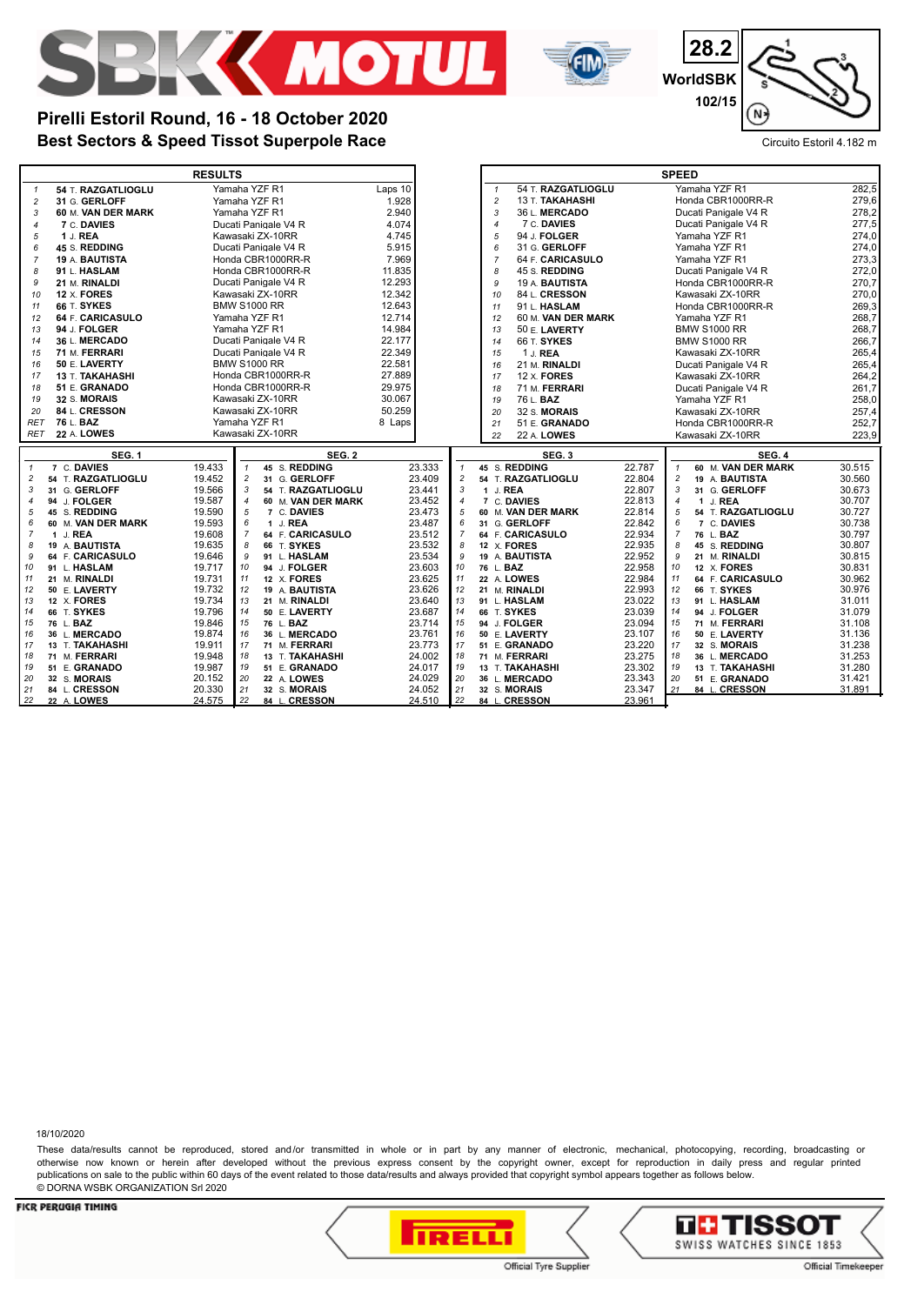# Pirelli Estoril Round, 16 - 18 October 2020

## Best Sectors & Speed Tissot Superpole Race

28.2 WorldSBK 102/15

Circuito Estoril 4.182 m

### RESULTS

| Pos | No | Rider | Bike | Gap |
|---|---|---|---|---|
| 1 | 54 | T. RAZGATLIOGLU | Yamaha YZF R1 | Laps 10 |
| 2 | 31 | G. GERLOFF | Yamaha YZF R1 | 1.928 |
| 3 | 60 | M. VAN DER MARK | Yamaha YZF R1 | 2.940 |
| 4 | 7 | C. DAVIES | Ducati Panigale V4 R | 4.074 |
| 5 | 1 | J. REA | Kawasaki ZX-10RR | 4.745 |
| 6 | 45 | S. REDDING | Ducati Panigale V4 R | 5.915 |
| 7 | 19 | A. BAUTISTA | Honda CBR1000RR-R | 7.969 |
| 8 | 91 | L. HASLAM | Honda CBR1000RR-R | 11.835 |
| 9 | 21 | M. RINALDI | Ducati Panigale V4 R | 12.293 |
| 10 | 12 | X. FORES | Kawasaki ZX-10RR | 12.342 |
| 11 | 66 | T. SYKES | BMW S1000 RR | 12.643 |
| 12 | 64 | F. CARICASULO | Yamaha YZF R1 | 12.714 |
| 13 | 94 | J. FOLGER | Yamaha YZF R1 | 14.984 |
| 14 | 36 | L. MERCADO | Ducati Panigale V4 R | 22.177 |
| 15 | 71 | M. FERRARI | Ducati Panigale V4 R | 22.349 |
| 16 | 50 | E. LAVERTY | BMW S1000 RR | 22.581 |
| 17 | 13 | T. TAKAHASHI | Honda CBR1000RR-R | 27.889 |
| 18 | 51 | E. GRANADO | Honda CBR1000RR-R | 29.975 |
| 19 | 32 | S. MORAIS | Kawasaki ZX-10RR | 30.067 |
| 20 | 84 | L. CRESSON | Kawasaki ZX-10RR | 50.259 |
| RET | 76 | L. BAZ | Yamaha YZF R1 | 8 Laps |
| RET | 22 | A. LOWES | Kawasaki ZX-10RR | |

### SPEED

| Pos | No | Rider | Bike | Speed |
|---|---|---|---|---|
| 1 | 54 | T. RAZGATLIOGLU | Yamaha YZF R1 | 282,5 |
| 2 | 13 | T. TAKAHASHI | Honda CBR1000RR-R | 279,6 |
| 3 | 36 | L. MERCADO | Ducati Panigale V4 R | 278,2 |
| 4 | 7 | C. DAVIES | Ducati Panigale V4 R | 277,5 |
| 5 | 94 | J. FOLGER | Yamaha YZF R1 | 274,0 |
| 6 | 31 | G. GERLOFF | Yamaha YZF R1 | 274,0 |
| 7 | 64 | F. CARICASULO | Yamaha YZF R1 | 273,3 |
| 8 | 45 | S. REDDING | Ducati Panigale V4 R | 272,0 |
| 9 | 19 | A. BAUTISTA | Honda CBR1000RR-R | 270,7 |
| 10 | 84 | L. CRESSON | Kawasaki ZX-10RR | 270,0 |
| 11 | 91 | L. HASLAM | Honda CBR1000RR-R | 269,3 |
| 12 | 60 | M. VAN DER MARK | Yamaha YZF R1 | 268,7 |
| 13 | 50 | E. LAVERTY | BMW S1000 RR | 268,7 |
| 14 | 66 | T. SYKES | BMW S1000 RR | 266,7 |
| 15 | 1 | J. REA | Kawasaki ZX-10RR | 265,4 |
| 16 | 21 | M. RINALDI | Ducati Panigale V4 R | 265,4 |
| 17 | 12 | X. FORES | Kawasaki ZX-10RR | 264,2 |
| 18 | 71 | M. FERRARI | Ducati Panigale V4 R | 261,7 |
| 19 | 76 | L. BAZ | Yamaha YZF R1 | 258,0 |
| 20 | 32 | S. MORAIS | Kawasaki ZX-10RR | 257,4 |
| 21 | 51 | E. GRANADO | Honda CBR1000RR-R | 252,7 |
| 22 | 22 | A. LOWES | Kawasaki ZX-10RR | 223,9 |

### SEG. 1

| Pos | No | Rider | Time |
|---|---|---|---|
| 1 | 7 | C. DAVIES | 19.433 |
| 2 | 54 | T. RAZGATLIOGLU | 19.452 |
| 3 | 31 | G. GERLOFF | 19.566 |
| 4 | 94 | J. FOLGER | 19.587 |
| 5 | 45 | S. REDDING | 19.590 |
| 6 | 60 | M. VAN DER MARK | 19.593 |
| 7 | 1 | J. REA | 19.608 |
| 8 | 19 | A. BAUTISTA | 19.635 |
| 9 | 64 | F. CARICASULO | 19.646 |
| 10 | 91 | L. HASLAM | 19.717 |
| 11 | 21 | M. RINALDI | 19.731 |
| 12 | 50 | E. LAVERTY | 19.732 |
| 13 | 12 | X. FORES | 19.734 |
| 14 | 66 | T. SYKES | 19.796 |
| 15 | 76 | L. BAZ | 19.846 |
| 16 | 36 | L. MERCADO | 19.874 |
| 17 | 13 | T. TAKAHASHI | 19.911 |
| 18 | 71 | M. FERRARI | 19.948 |
| 19 | 51 | E. GRANADO | 19.987 |
| 20 | 32 | S. MORAIS | 20.152 |
| 21 | 84 | L. CRESSON | 20.330 |
| 22 | 22 | A. LOWES | 24.575 |

### SEG. 2

| Pos | No | Rider | Time |
|---|---|---|---|
| 1 | 45 | S. REDDING | 23.333 |
| 2 | 31 | G. GERLOFF | 23.409 |
| 3 | 54 | T. RAZGATLIOGLU | 23.441 |
| 4 | 60 | M. VAN DER MARK | 23.452 |
| 5 | 7 | C. DAVIES | 23.473 |
| 6 | 1 | J. REA | 23.487 |
| 7 | 64 | F. CARICASULO | 23.512 |
| 8 | 66 | T. SYKES | 23.532 |
| 9 | 91 | L. HASLAM | 23.534 |
| 10 | 94 | J. FOLGER | 23.603 |
| 11 | 12 | X. FORES | 23.625 |
| 12 | 19 | A. BAUTISTA | 23.626 |
| 13 | 21 | M. RINALDI | 23.640 |
| 14 | 50 | E. LAVERTY | 23.687 |
| 15 | 76 | L. BAZ | 23.714 |
| 16 | 36 | L. MERCADO | 23.761 |
| 17 | 71 | M. FERRARI | 23.773 |
| 18 | 13 | T. TAKAHASHI | 24.002 |
| 19 | 51 | E. GRANADO | 24.017 |
| 20 | 22 | A. LOWES | 24.029 |
| 21 | 32 | S. MORAIS | 24.052 |
| 22 | 84 | L. CRESSON | 24.510 |

### SEG. 3

| Pos | No | Rider | Time |
|---|---|---|---|
| 1 | 45 | S. REDDING | 22.787 |
| 2 | 54 | T. RAZGATLIOGLU | 22.804 |
| 3 | 1 | J. REA | 22.807 |
| 4 | 7 | C. DAVIES | 22.813 |
| 5 | 60 | M. VAN DER MARK | 22.814 |
| 6 | 31 | G. GERLOFF | 22.842 |
| 7 | 64 | F. CARICASULO | 22.934 |
| 8 | 12 | X. FORES | 22.935 |
| 9 | 19 | A. BAUTISTA | 22.952 |
| 10 | 76 | L. BAZ | 22.958 |
| 11 | 22 | A. LOWES | 22.984 |
| 12 | 21 | M. RINALDI | 22.993 |
| 13 | 91 | L. HASLAM | 23.022 |
| 14 | 66 | T. SYKES | 23.039 |
| 15 | 94 | J. FOLGER | 23.094 |
| 16 | 50 | E. LAVERTY | 23.107 |
| 17 | 51 | E. GRANADO | 23.220 |
| 18 | 71 | M. FERRARI | 23.275 |
| 19 | 13 | T. TAKAHASHI | 23.302 |
| 20 | 36 | L. MERCADO | 23.343 |
| 21 | 32 | S. MORAIS | 23.347 |
| 22 | 84 | L. CRESSON | 23.961 |

### SEG. 4

| Pos | No | Rider | Time |
|---|---|---|---|
| 1 | 60 | M. VAN DER MARK | 30.515 |
| 2 | 19 | A. BAUTISTA | 30.560 |
| 3 | 31 | G. GERLOFF | 30.673 |
| 4 | 1 | J. REA | 30.707 |
| 5 | 54 | T. RAZGATLIOGLU | 30.727 |
| 6 | 7 | C. DAVIES | 30.738 |
| 7 | 76 | L. BAZ | 30.797 |
| 8 | 45 | S. REDDING | 30.807 |
| 9 | 21 | M. RINALDI | 30.815 |
| 10 | 12 | X. FORES | 30.831 |
| 11 | 64 | F. CARICASULO | 30.962 |
| 12 | 66 | T. SYKES | 30.976 |
| 13 | 91 | L. HASLAM | 31.011 |
| 14 | 94 | J. FOLGER | 31.079 |
| 15 | 71 | M. FERRARI | 31.108 |
| 16 | 50 | E. LAVERTY | 31.136 |
| 17 | 32 | S. MORAIS | 31.238 |
| 18 | 36 | L. MERCADO | 31.253 |
| 19 | 13 | T. TAKAHASHI | 31.280 |
| 20 | 51 | E. GRANADO | 31.421 |
| 21 | 84 | L. CRESSON | 31.891 |

18/10/2020

These data/results cannot be reproduced, stored and/or transmitted in whole or in part by any manner of electronic, mechanical, photocopying, recording, broadcasting or otherwise now known or herein after developed without the previous express consent by the copyright owner, except for reproduction in daily press and regular printed publications on sale to the public within 60 days of the event related to those data/results and always provided that copyright symbol appears together as follows below.
© DORNA WSBK ORGANIZATION Srl 2020

FICR PERUGIA TIMING

Official Tyre Supplier — Official Timekeeper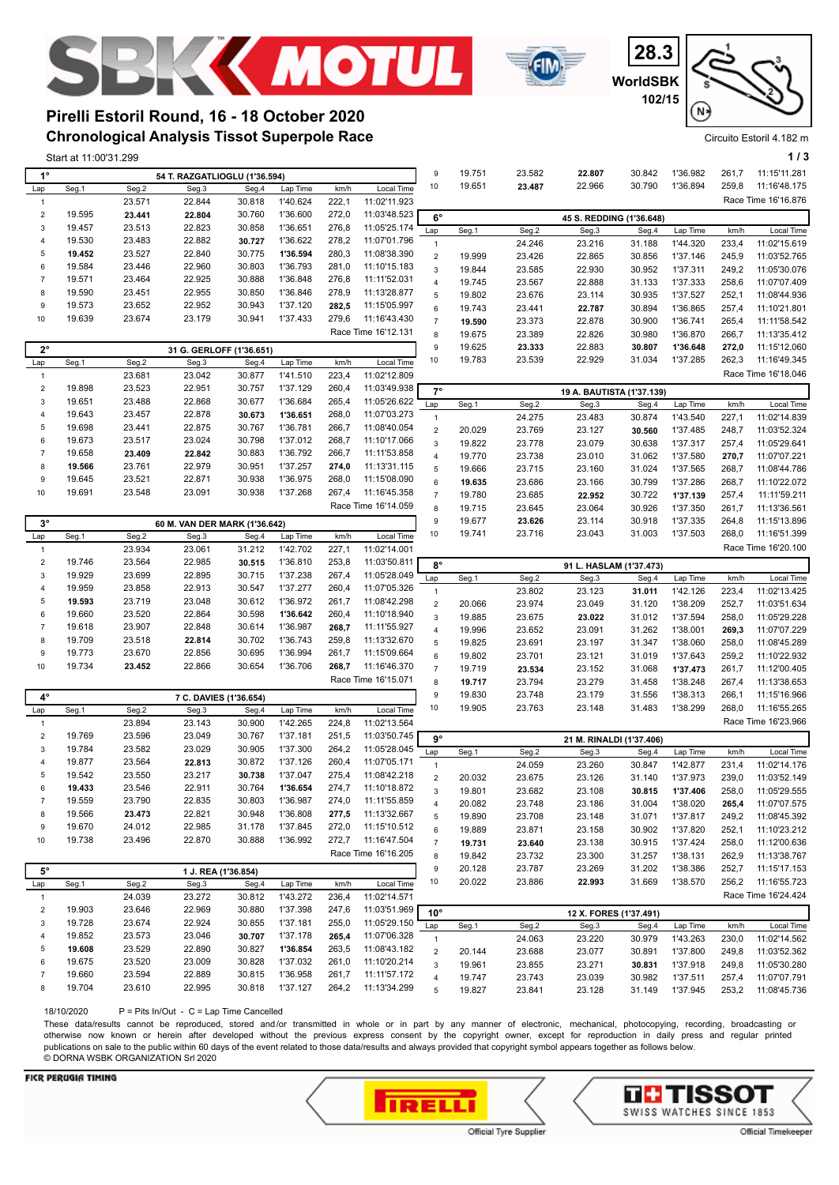# Pirelli Estoril Round, 16 - 18 October 2020

## Chronological Analysis Tissot Superpole Race

28.3 WorldSBK 102/15

Circuito Estoril 4.182 m

Start at 11:00'31.299

### 1° — 54 T. RAZGATLIOGLU (1'36.594)

| Lap | Seg.1 | Seg.2 | Seg.3 | Seg.4 | Lap Time | km/h | Local Time |
|---|---|---|---|---|---|---|---|
| 1 | | 23.571 | 22.844 | 30.818 | 1'40.624 | 222,1 | 11:02'11.923 |
| 2 | 19.595 | **23.441** | **22.804** | 30.760 | 1'36.600 | 272,0 | 11:03'48.523 |
| 3 | 19.457 | 23.513 | 22.823 | 30.858 | 1'36.651 | 276,8 | 11:05'25.174 |
| 4 | 19.530 | 23.483 | 22.882 | **30.727** | 1'36.622 | 278,2 | 11:07'01.796 |
| 5 | **19.452** | 23.527 | 22.840 | 30.775 | **1'36.594** | 280,3 | 11:08'38.390 |
| 6 | 19.584 | 23.446 | 22.960 | 30.803 | 1'36.793 | 281,0 | 11:10'15.183 |
| 7 | 19.571 | 23.464 | 22.925 | 30.888 | 1'36.848 | 276,8 | 11:11'52.031 |
| 8 | 19.590 | 23.451 | 22.955 | 30.850 | 1'36.846 | 278,9 | 11:13'28.877 |
| 9 | 19.573 | 23.652 | 22.952 | 30.943 | 1'37.120 | **282,5** | 11:15'05.997 |
| 10 | 19.639 | 23.674 | 23.179 | 30.941 | 1'37.433 | 279,6 | 11:16'43.430 |

Race Time 16'12.131

### 2° — 31 G. GERLOFF (1'36.651)

| Lap | Seg.1 | Seg.2 | Seg.3 | Seg.4 | Lap Time | km/h | Local Time |
|---|---|---|---|---|---|---|---|
| 1 | | 23.681 | 23.042 | 30.877 | 1'41.510 | 223,4 | 11:02'12.809 |
| 2 | 19.898 | 23.523 | 22.951 | 30.757 | 1'37.129 | 260,4 | 11:03'49.938 |
| 3 | 19.651 | 23.488 | 22.868 | 30.677 | 1'36.684 | 265,4 | 11:05'26.622 |
| 4 | 19.643 | 23.457 | 22.878 | **30.673** | **1'36.651** | 268,0 | 11:07'03.273 |
| 5 | 19.698 | 23.441 | 22.875 | 30.767 | 1'36.781 | 266,7 | 11:08'40.054 |
| 6 | 19.673 | 23.517 | 23.024 | 30.798 | 1'37.012 | 268,7 | 11:10'17.066 |
| 7 | 19.658 | **23.409** | **22.842** | 30.883 | 1'36.792 | 266,7 | 11:11'53.858 |
| 8 | **19.566** | 23.761 | 22.979 | 30.951 | 1'37.257 | **274,0** | 11:13'31.115 |
| 9 | 19.645 | 23.521 | 22.871 | 30.938 | 1'36.975 | 268,0 | 11:15'08.090 |
| 10 | 19.691 | 23.548 | 23.091 | 30.938 | 1'37.268 | 267,4 | 11:16'45.358 |

Race Time 16'14.059

### 3° — 60 M. VAN DER MARK (1'36.642)

| Lap | Seg.1 | Seg.2 | Seg.3 | Seg.4 | Lap Time | km/h | Local Time |
|---|---|---|---|---|---|---|---|
| 1 | | 23.934 | 23.061 | 31.212 | 1'42.702 | 227,1 | 11:02'14.001 |
| 2 | 19.746 | 23.564 | 22.985 | **30.515** | 1'36.810 | 253,8 | 11:03'50.811 |
| 3 | 19.929 | 23.699 | 22.895 | 30.715 | 1'37.238 | 267,4 | 11:05'28.049 |
| 4 | 19.959 | 23.858 | 22.913 | 30.547 | 1'37.277 | 260,4 | 11:07'05.326 |
| 5 | **19.593** | 23.719 | 23.048 | 30.612 | 1'36.972 | 261,7 | 11:08'42.298 |
| 6 | 19.660 | 23.520 | 22.864 | 30.598 | **1'36.642** | 260,4 | 11:10'18.940 |
| 7 | 19.618 | 23.907 | 22.848 | 30.614 | 1'36.987 | **268,7** | 11:11'55.927 |
| 8 | 19.709 | 23.518 | **22.814** | 30.702 | 1'36.743 | 259,8 | 11:13'32.670 |
| 9 | 19.773 | 23.670 | 22.856 | 30.695 | 1'36.994 | 261,7 | 11:15'09.664 |
| 10 | 19.734 | **23.452** | 22.866 | 30.654 | 1'36.706 | **268,7** | 11:16'46.370 |

Race Time 16'15.071

### 4° — 7 C. DAVIES (1'36.654)

| Lap | Seg.1 | Seg.2 | Seg.3 | Seg.4 | Lap Time | km/h | Local Time |
|---|---|---|---|---|---|---|---|
| 1 | | 23.894 | 23.143 | 30.900 | 1'42.265 | 224,8 | 11:02'13.564 |
| 2 | 19.769 | 23.596 | 23.049 | 30.767 | 1'37.181 | 251,5 | 11:03'50.745 |
| 3 | 19.784 | 23.582 | 23.029 | 30.905 | 1'37.300 | 264,2 | 11:05'28.045 |
| 4 | 19.877 | 23.564 | **22.813** | 30.872 | 1'37.126 | 260,4 | 11:07'05.171 |
| 5 | 19.542 | 23.550 | 23.217 | **30.738** | 1'37.047 | 275,4 | 11:08'42.218 |
| 6 | **19.433** | 23.546 | 22.911 | 30.764 | **1'36.654** | 274,7 | 11:10'18.872 |
| 7 | 19.559 | 23.790 | 22.835 | 30.803 | 1'36.987 | 274,0 | 11:11'55.859 |
| 8 | 19.566 | **23.473** | 22.821 | 30.948 | 1'36.808 | **277,5** | 11:13'32.667 |
| 9 | 19.670 | 24.012 | 22.985 | 31.178 | 1'37.845 | 272,0 | 11:15'10.512 |
| 10 | 19.738 | 23.496 | 22.870 | 30.888 | 1'36.992 | 272,7 | 11:16'47.504 |

Race Time 16'16.205

### 5° — 1 J. REA (1'36.854)

| Lap | Seg.1 | Seg.2 | Seg.3 | Seg.4 | Lap Time | km/h | Local Time |
|---|---|---|---|---|---|---|---|
| 1 | | 24.039 | 23.272 | 30.812 | 1'43.272 | 236,4 | 11:02'14.571 |
| 2 | 19.903 | 23.646 | 22.969 | 30.880 | 1'37.398 | 247,6 | 11:03'51.969 |
| 3 | 19.728 | 23.674 | 22.924 | 30.855 | 1'37.181 | 255,0 | 11:05'29.150 |
| 4 | 19.852 | 23.573 | 23.046 | **30.707** | 1'37.178 | **265,4** | 11:07'06.328 |
| 5 | **19.608** | 23.529 | 22.890 | 30.827 | **1'36.854** | 263,5 | 11:08'43.182 |
| 6 | 19.675 | 23.520 | 23.009 | 30.828 | 1'37.032 | 261,0 | 11:10'20.214 |
| 7 | 19.660 | 23.594 | 22.889 | 30.815 | 1'36.958 | 261,7 | 11:11'57.172 |
| 8 | 19.704 | 23.610 | 22.995 | 30.818 | 1'37.127 | 264,2 | 11:13'34.299 |
| 9 | 19.751 | 23.582 | **22.807** | 30.842 | 1'36.982 | 261,7 | 11:15'11.281 |
| 10 | 19.651 | **23.487** | 22.966 | 30.790 | 1'36.894 | 259,8 | 11:16'48.175 |

Race Time 16'16.876

### 6° — 45 S. REDDING (1'36.648)

| Lap | Seg.1 | Seg.2 | Seg.3 | Seg.4 | Lap Time | km/h | Local Time |
|---|---|---|---|---|---|---|---|
| 1 | | 24.246 | 23.216 | 31.188 | 1'44.320 | 233,4 | 11:02'15.619 |
| 2 | 19.999 | 23.426 | 22.865 | 30.856 | 1'37.146 | 245,9 | 11:03'52.765 |
| 3 | 19.844 | 23.585 | 22.930 | 30.952 | 1'37.311 | 249,2 | 11:05'30.076 |
| 4 | 19.745 | 23.567 | 22.888 | 31.133 | 1'37.333 | 258,6 | 11:07'07.409 |
| 5 | 19.802 | 23.676 | 23.114 | 30.935 | 1'37.527 | 252,1 | 11:08'44.936 |
| 6 | 19.743 | 23.441 | **22.787** | 30.894 | 1'36.865 | 257,4 | 11:10'21.801 |
| 7 | **19.590** | 23.373 | 22.878 | 30.900 | 1'36.741 | 265,4 | 11:11'58.542 |
| 8 | 19.675 | 23.389 | 22.826 | 30.980 | 1'36.870 | 266,7 | 11:13'35.412 |
| 9 | 19.625 | **23.333** | 22.883 | **30.807** | **1'36.648** | **272,0** | 11:15'12.060 |
| 10 | 19.783 | 23.539 | 22.929 | 31.034 | 1'37.285 | 262,3 | 11:16'49.345 |

Race Time 16'18.046

### 7° — 19 A. BAUTISTA (1'37.139)

| Lap | Seg.1 | Seg.2 | Seg.3 | Seg.4 | Lap Time | km/h | Local Time |
|---|---|---|---|---|---|---|---|
| 1 | | 24.275 | 23.483 | 30.874 | 1'43.540 | 227,1 | 11:02'14.839 |
| 2 | 20.029 | 23.769 | 23.127 | **30.560** | 1'37.485 | 248,7 | 11:03'52.324 |
| 3 | 19.822 | 23.778 | 23.079 | 30.638 | 1'37.317 | 257,4 | 11:05'29.641 |
| 4 | 19.770 | 23.738 | 23.010 | 31.062 | 1'37.580 | **270,7** | 11:07'07.221 |
| 5 | 19.666 | 23.715 | 23.160 | 31.024 | 1'37.565 | 268,7 | 11:08'44.786 |
| 6 | **19.635** | 23.686 | 23.166 | 30.799 | 1'37.286 | 268,7 | 11:10'22.072 |
| 7 | 19.780 | 23.685 | **22.952** | 30.722 | **1'37.139** | 257,4 | 11:11'59.211 |
| 8 | 19.715 | 23.645 | 23.064 | 30.926 | 1'37.350 | 261,7 | 11:13'36.561 |
| 9 | 19.677 | **23.626** | 23.114 | 30.918 | 1'37.335 | 264,8 | 11:15'13.896 |
| 10 | 19.741 | 23.716 | 23.043 | 31.003 | 1'37.503 | 268,0 | 11:16'51.399 |

Race Time 16'20.100

### 8° — 91 L. HASLAM (1'37.473)

| Lap | Seg.1 | Seg.2 | Seg.3 | Seg.4 | Lap Time | km/h | Local Time |
|---|---|---|---|---|---|---|---|
| 1 | | 23.802 | 23.123 | **31.011** | 1'42.126 | 223,4 | 11:02'13.425 |
| 2 | 20.066 | 23.974 | 23.049 | 31.120 | 1'38.209 | 252,7 | 11:03'51.634 |
| 3 | 19.885 | 23.675 | **23.022** | 31.012 | 1'37.594 | 258,0 | 11:05'29.228 |
| 4 | 19.996 | 23.652 | 23.091 | 31.262 | 1'38.001 | **269,3** | 11:07'07.229 |
| 5 | 19.825 | 23.691 | 23.197 | 31.347 | 1'38.060 | 258,0 | 11:08'45.289 |
| 6 | 19.802 | 23.701 | 23.121 | 31.019 | 1'37.643 | 259,2 | 11:10'22.932 |
| 7 | 19.719 | **23.534** | 23.152 | 31.068 | **1'37.473** | 261,7 | 11:12'00.405 |
| 8 | **19.717** | 23.794 | 23.279 | 31.458 | 1'38.248 | 267,4 | 11:13'38.653 |
| 9 | 19.830 | 23.748 | 23.179 | 31.556 | 1'38.313 | 266,1 | 11:15'16.966 |
| 10 | 19.905 | 23.763 | 23.148 | 31.483 | 1'38.299 | 268,0 | 11:16'55.265 |

Race Time 16'23.966

### 9° — 21 M. RINALDI (1'37.406)

| Lap | Seg.1 | Seg.2 | Seg.3 | Seg.4 | Lap Time | km/h | Local Time |
|---|---|---|---|---|---|---|---|
| 1 | | 24.059 | 23.260 | 30.847 | 1'42.877 | 231,4 | 11:02'14.176 |
| 2 | 20.032 | 23.675 | 23.126 | 31.140 | 1'37.973 | 239,0 | 11:03'52.149 |
| 3 | 19.801 | 23.682 | 23.108 | **30.815** | **1'37.406** | 258,0 | 11:05'29.555 |
| 4 | 20.082 | 23.748 | 23.186 | 31.004 | 1'38.020 | **265,4** | 11:07'07.575 |
| 5 | 19.890 | 23.708 | 23.148 | 31.071 | 1'37.817 | 249,2 | 11:08'45.392 |
| 6 | 19.889 | 23.871 | 23.158 | 30.902 | 1'37.820 | 252,1 | 11:10'23.212 |
| 7 | **19.731** | **23.640** | 23.138 | 30.915 | 1'37.424 | 258,0 | 11:12'00.636 |
| 8 | 19.842 | 23.732 | 23.300 | 31.257 | 1'38.131 | 262,9 | 11:13'38.767 |
| 9 | 20.128 | 23.787 | 23.269 | 31.202 | 1'38.386 | 252,7 | 11:15'17.153 |
| 10 | 20.022 | 23.886 | **22.993** | 31.669 | 1'38.570 | 256,2 | 11:16'55.723 |

Race Time 16'24.424

### 10° — 12 X. FORES (1'37.491)

| Lap | Seg.1 | Seg.2 | Seg.3 | Seg.4 | Lap Time | km/h | Local Time |
|---|---|---|---|---|---|---|---|
| 1 | | 24.063 | 23.220 | 30.979 | 1'43.263 | 230,0 | 11:02'14.562 |
| 2 | 20.144 | 23.688 | 23.077 | 30.891 | 1'37.800 | 249,8 | 11:03'52.362 |
| 3 | 19.961 | 23.855 | 23.271 | **30.831** | 1'37.918 | 249,8 | 11:05'30.280 |
| 4 | 19.747 | 23.743 | 23.039 | 30.982 | 1'37.511 | 257,4 | 11:07'07.791 |
| 5 | 19.827 | 23.841 | 23.128 | 31.149 | 1'37.945 | 253,2 | 11:08'45.736 |

18/10/2020 P = Pits In/Out - C = Lap Time Cancelled

These data/results cannot be reproduced, stored and/or transmitted in whole or in part by any manner of electronic, mechanical, photocopying, recording, broadcasting or otherwise now known or herein after developed without the previous express consent by the copyright owner, except for reproduction in daily press and regular printed publications on sale to the public within 60 days of the event related to those data/results and always provided that copyright symbol appears together as follows below.
© DORNA WSBK ORGANIZATION Srl 2020

FICR PERUGIA TIMING — Official Tyre Supplier: PIRELLI — Official Timekeeper: TISSOT SWISS WATCHES SINCE 1853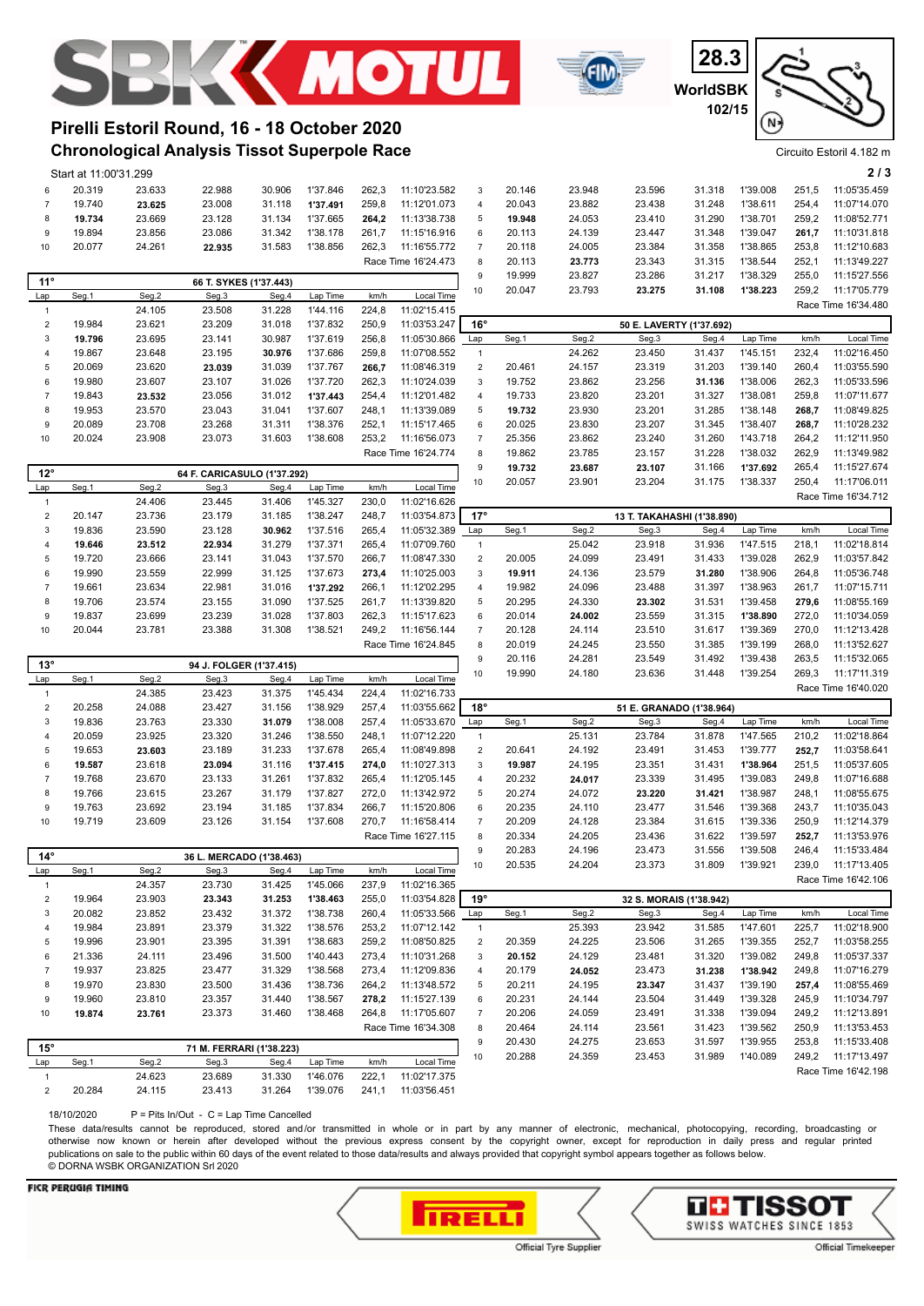# Pirelli Estoril Round, 16 - 18 October 2020

## Chronological Analysis Tissot Superpole Race

28.3 WorldSBK 102/15

Circuito Estoril 4.182 m

Start at 11:00'31.299

| Lap | Seg.1 | Seg.2 | Seg.3 | Seg.4 | Lap Time | km/h | Local Time |
|---|---|---|---|---|---|---|---|
| 6 | 20.319 | 23.633 | 22.988 | 30.906 | 1'37.846 | 262,3 | 11:10'23.582 |
| 7 | 19.740 | **23.625** | 23.008 | 31.118 | **1'37.491** | 259,8 | 11:12'01.073 |
| 8 | **19.734** | 23.669 | 23.128 | 31.134 | 1'37.665 | **264,2** | 11:13'38.738 |
| 9 | 19.894 | 23.856 | 23.086 | 31.342 | 1'38.178 | 261,7 | 11:15'16.916 |
| 10 | 20.077 | 24.261 | **22.935** | 31.583 | 1'38.856 | 262,3 | 11:16'55.772 |
| | | | | | | | Race Time 16'24.473 |

**11° — 66 T. SYKES (1'37.443)**

| Lap | Seg.1 | Seg.2 | Seg.3 | Seg.4 | Lap Time | km/h | Local Time |
|---|---|---|---|---|---|---|---|
| 1 | | 24.105 | 23.508 | 31.228 | 1'44.116 | 224,8 | 11:02'15.415 |
| 2 | 19.984 | 23.621 | 23.209 | 31.018 | 1'37.832 | 250,9 | 11:03'53.247 |
| 3 | **19.796** | 23.695 | 23.141 | 30.987 | 1'37.619 | 256,8 | 11:05'30.866 |
| 4 | 19.867 | 23.648 | 23.195 | **30.976** | 1'37.686 | 259,8 | 11:07'08.552 |
| 5 | 20.069 | 23.620 | **23.039** | 31.039 | 1'37.767 | **266,7** | 11:08'46.319 |
| 6 | 19.980 | 23.607 | 23.107 | 31.026 | 1'37.720 | 262,3 | 11:10'24.039 |
| 7 | 19.843 | **23.532** | 23.056 | 31.012 | **1'37.443** | 254,4 | 11:12'01.482 |
| 8 | 19.953 | 23.570 | 23.043 | 31.041 | 1'37.607 | 248,1 | 11:13'39.089 |
| 9 | 20.089 | 23.708 | 23.268 | 31.311 | 1'38.376 | 252,1 | 11:15'17.465 |
| 10 | 20.024 | 23.908 | 23.073 | 31.603 | 1'38.608 | 253,2 | 11:16'56.073 |
| | | | | | | | Race Time 16'24.774 |

**12° — 64 F. CARICASULO (1'37.292)**

| Lap | Seg.1 | Seg.2 | Seg.3 | Seg.4 | Lap Time | km/h | Local Time |
|---|---|---|---|---|---|---|---|
| 1 | | 24.406 | 23.445 | 31.406 | 1'45.327 | 230,0 | 11:02'16.626 |
| 2 | 20.147 | 23.736 | 23.179 | 31.185 | 1'38.247 | 248,7 | 11:03'54.873 |
| 3 | 19.836 | 23.590 | 23.128 | **30.962** | 1'37.516 | 265,4 | 11:05'32.389 |
| 4 | **19.646** | **23.512** | **22.934** | 31.279 | 1'37.371 | 265,4 | 11:07'09.760 |
| 5 | 19.720 | 23.666 | 23.141 | 31.043 | 1'37.570 | 266,7 | 11:08'47.330 |
| 6 | 19.990 | 23.559 | 22.999 | 31.125 | 1'37.673 | **273,4** | 11:10'25.003 |
| 7 | 19.661 | 23.634 | 22.981 | 31.016 | **1'37.292** | 266,1 | 11:12'02.295 |
| 8 | 19.706 | 23.574 | 23.155 | 31.090 | 1'37.525 | 261,7 | 11:13'39.820 |
| 9 | 19.837 | 23.699 | 23.239 | 31.028 | 1'37.803 | 262,3 | 11:15'17.623 |
| 10 | 20.044 | 23.781 | 23.388 | 31.308 | 1'38.521 | 249,2 | 11:16'56.144 |
| | | | | | | | Race Time 16'24.845 |

**13° — 94 J. FOLGER (1'37.415)**

| Lap | Seg.1 | Seg.2 | Seg.3 | Seg.4 | Lap Time | km/h | Local Time |
|---|---|---|---|---|---|---|---|
| 1 | | 24.385 | 23.423 | 31.375 | 1'45.434 | 224,4 | 11:02'16.733 |
| 2 | 20.258 | 24.088 | 23.427 | 31.156 | 1'38.929 | 257,4 | 11:03'55.662 |
| 3 | 19.836 | 23.763 | 23.330 | **31.079** | 1'38.008 | 257,4 | 11:05'33.670 |
| 4 | 20.059 | 23.925 | 23.320 | 31.246 | 1'38.550 | 248,1 | 11:07'12.220 |
| 5 | 19.653 | **23.603** | 23.189 | 31.233 | 1'37.678 | 265,4 | 11:08'49.898 |
| 6 | **19.587** | 23.618 | **23.094** | 31.116 | **1'37.415** | **274,0** | 11:10'27.313 |
| 7 | 19.768 | 23.670 | 23.133 | 31.261 | 1'37.832 | 265,4 | 11:12'05.145 |
| 8 | 19.766 | 23.615 | 23.267 | 31.179 | 1'37.827 | 272,0 | 11:13'42.972 |
| 9 | 19.763 | 23.692 | 23.194 | 31.185 | 1'37.834 | 266,7 | 11:15'20.806 |
| 10 | 19.719 | 23.609 | 23.126 | 31.154 | 1'37.608 | 270,7 | 11:16'58.414 |
| | | | | | | | Race Time 16'27.115 |

**14° — 36 L. MERCADO (1'38.463)**

| Lap | Seg.1 | Seg.2 | Seg.3 | Seg.4 | Lap Time | km/h | Local Time |
|---|---|---|---|---|---|---|---|
| 1 | | 24.357 | 23.730 | 31.425 | 1'45.066 | 237,9 | 11:02'16.365 |
| 2 | 19.964 | 23.903 | **23.343** | **31.253** | **1'38.463** | 255,0 | 11:03'54.828 |
| 3 | 20.082 | 23.852 | 23.432 | 31.372 | 1'38.738 | 260,4 | 11:05'33.566 |
| 4 | 19.984 | 23.891 | 23.379 | 31.322 | 1'38.576 | 253,2 | 11:07'12.142 |
| 5 | 19.996 | 23.901 | 23.395 | 31.391 | 1'38.683 | 259,2 | 11:08'50.825 |
| 6 | 21.336 | 24.111 | 23.496 | 31.500 | 1'40.443 | 273,4 | 11:10'31.268 |
| 7 | 19.937 | 23.825 | 23.477 | 31.329 | 1'38.568 | 273,4 | 11:12'09.836 |
| 8 | 19.970 | 23.830 | 23.500 | 31.436 | 1'38.736 | 264,2 | 11:13'48.572 |
| 9 | 19.960 | 23.810 | 23.357 | 31.440 | 1'38.567 | **278,2** | 11:15'27.139 |
| 10 | **19.874** | **23.761** | 23.373 | 31.460 | 1'38.468 | 264,8 | 11:17'05.607 |
| | | | | | | | Race Time 16'34.308 |

**15° — 71 M. FERRARI (1'38.223)**

| Lap | Seg.1 | Seg.2 | Seg.3 | Seg.4 | Lap Time | km/h | Local Time |
|---|---|---|---|---|---|---|---|
| 1 | | 24.623 | 23.689 | 31.330 | 1'46.076 | 222,1 | 11:02'17.375 |
| 2 | 20.284 | 24.115 | 23.413 | 31.264 | 1'39.076 | 241,1 | 11:03'56.451 |
| 3 | 20.146 | 23.948 | 23.596 | 31.318 | 1'39.008 | 251,5 | 11:05'35.459 |
| 4 | 20.043 | 23.882 | 23.438 | 31.248 | 1'38.611 | 254,4 | 11:07'14.070 |
| 5 | **19.948** | 24.053 | 23.410 | 31.290 | 1'38.701 | 259,2 | 11:08'52.771 |
| 6 | 20.113 | 24.139 | 23.447 | 31.348 | 1'39.047 | **261,7** | 11:10'31.818 |
| 7 | 20.118 | 24.005 | 23.384 | 31.358 | 1'38.865 | 253,8 | 11:12'10.683 |
| 8 | 20.113 | **23.773** | 23.343 | 31.315 | 1'38.544 | 252,1 | 11:13'49.227 |
| 9 | 19.999 | 23.827 | 23.286 | 31.217 | 1'38.329 | 255,0 | 11:15'27.556 |
| 10 | 20.047 | 23.793 | **23.275** | **31.108** | **1'38.223** | 259,2 | 11:17'05.779 |
| | | | | | | | Race Time 16'34.480 |

**16° — 50 E. LAVERTY (1'37.692)**

| Lap | Seg.1 | Seg.2 | Seg.3 | Seg.4 | Lap Time | km/h | Local Time |
|---|---|---|---|---|---|---|---|
| 1 | | 24.262 | 23.450 | 31.437 | 1'45.151 | 232,4 | 11:02'16.450 |
| 2 | 20.461 | 24.157 | 23.319 | 31.203 | 1'39.140 | 260,4 | 11:03'55.590 |
| 3 | 19.752 | 23.862 | 23.256 | **31.136** | 1'38.006 | 262,3 | 11:05'33.596 |
| 4 | 19.733 | 23.820 | 23.201 | 31.327 | 1'38.081 | 259,8 | 11:07'11.677 |
| 5 | **19.732** | 23.930 | 23.201 | 31.285 | 1'38.148 | **268,7** | 11:08'49.825 |
| 6 | 20.025 | 23.830 | 23.207 | 31.345 | 1'38.407 | **268,7** | 11:10'28.232 |
| 7 | 25.356 | 23.862 | 23.240 | 31.260 | 1'43.718 | 264,2 | 11:12'11.950 |
| 8 | 19.862 | 23.785 | 23.157 | 31.228 | 1'38.032 | 262,9 | 11:13'49.982 |
| 9 | **19.732** | **23.687** | **23.107** | 31.166 | **1'37.692** | 265,4 | 11:15'27.674 |
| 10 | 20.057 | 23.901 | 23.204 | 31.175 | 1'38.337 | 250,4 | 11:17'06.011 |
| | | | | | | | Race Time 16'34.712 |

**17° — 13 T. TAKAHASHI (1'38.890)**

| Lap | Seg.1 | Seg.2 | Seg.3 | Seg.4 | Lap Time | km/h | Local Time |
|---|---|---|---|---|---|---|---|
| 1 | | 25.042 | 23.918 | 31.936 | 1'47.515 | 218,1 | 11:02'18.814 |
| 2 | 20.005 | 24.099 | 23.491 | 31.433 | 1'39.028 | 262,9 | 11:03'57.842 |
| 3 | **19.911** | 24.136 | 23.579 | **31.280** | 1'38.906 | 264,8 | 11:05'36.748 |
| 4 | 19.982 | 24.096 | 23.488 | 31.397 | 1'38.963 | 261,7 | 11:07'15.711 |
| 5 | 20.295 | 24.330 | **23.302** | 31.531 | 1'39.458 | **279,6** | 11:08'55.169 |
| 6 | 20.014 | **24.002** | 23.559 | 31.315 | **1'38.890** | 272,0 | 11:10'34.059 |
| 7 | 20.128 | 24.114 | 23.510 | 31.617 | 1'39.369 | 270,0 | 11:12'13.428 |
| 8 | 20.019 | 24.245 | 23.550 | 31.385 | 1'39.199 | 268,0 | 11:13'52.627 |
| 9 | 20.116 | 24.281 | 23.549 | 31.492 | 1'39.438 | 263,5 | 11:15'32.065 |
| 10 | 19.990 | 24.180 | 23.636 | 31.448 | 1'39.254 | 269,3 | 11:17'11.319 |
| | | | | | | | Race Time 16'40.020 |

**18° — 51 E. GRANADO (1'38.964)**

| Lap | Seg.1 | Seg.2 | Seg.3 | Seg.4 | Lap Time | km/h | Local Time |
|---|---|---|---|---|---|---|---|
| 1 | | 25.131 | 23.784 | 31.878 | 1'47.565 | 210,2 | 11:02'18.864 |
| 2 | 20.641 | 24.192 | 23.491 | 31.453 | 1'39.777 | **252,7** | 11:03'58.641 |
| 3 | **19.987** | 24.195 | 23.351 | 31.431 | **1'38.964** | 251,5 | 11:05'37.605 |
| 4 | 20.232 | **24.017** | 23.339 | 31.495 | 1'39.083 | 249,8 | 11:07'16.688 |
| 5 | 20.274 | 24.072 | **23.220** | **31.421** | 1'38.987 | 248,1 | 11:08'55.675 |
| 6 | 20.235 | 24.110 | 23.477 | 31.546 | 1'39.368 | 243,7 | 11:10'35.043 |
| 7 | 20.209 | 24.128 | 23.384 | 31.615 | 1'39.336 | 250,9 | 11:12'14.379 |
| 8 | 20.334 | 24.205 | 23.436 | 31.622 | 1'39.597 | **252,7** | 11:13'53.976 |
| 9 | 20.283 | 24.196 | 23.473 | 31.556 | 1'39.508 | 246,4 | 11:15'33.484 |
| 10 | 20.535 | 24.204 | 23.373 | 31.809 | 1'39.921 | 239,0 | 11:17'13.405 |
| | | | | | | | Race Time 16'42.106 |

**19° — 32 S. MORAIS (1'38.942)**

| Lap | Seg.1 | Seg.2 | Seg.3 | Seg.4 | Lap Time | km/h | Local Time |
|---|---|---|---|---|---|---|---|
| 1 | | 25.393 | 23.942 | 31.585 | 1'47.601 | 225,7 | 11:02'18.900 |
| 2 | 20.359 | 24.225 | 23.506 | 31.265 | 1'39.355 | 252,7 | 11:03'58.255 |
| 3 | **20.152** | 24.129 | 23.481 | 31.320 | 1'39.082 | 249,8 | 11:05'37.337 |
| 4 | 20.179 | **24.052** | 23.473 | **31.238** | **1'38.942** | 249,8 | 11:07'16.279 |
| 5 | 20.211 | 24.195 | **23.347** | 31.437 | 1'39.190 | **257,4** | 11:08'55.469 |
| 6 | 20.231 | 24.144 | 23.504 | 31.449 | 1'39.328 | 245,9 | 11:10'34.797 |
| 7 | 20.206 | 24.059 | 23.491 | 31.338 | 1'39.094 | 249,2 | 11:12'13.891 |
| 8 | 20.464 | 24.114 | 23.561 | 31.423 | 1'39.562 | 250,9 | 11:13'53.453 |
| 9 | 20.430 | 24.275 | 23.653 | 31.597 | 1'39.955 | 253,8 | 11:15'33.408 |
| 10 | 20.288 | 24.359 | 23.453 | 31.989 | 1'40.089 | 249,2 | 11:17'13.497 |
| | | | | | | | Race Time 16'42.198 |

18/10/2020 P = Pits In/Out - C = Lap Time Cancelled

These data/results cannot be reproduced, stored and/or transmitted in whole or in part by any manner of electronic, mechanical, photocopying, recording, broadcasting or otherwise now known or herein after developed without the previous express consent by the copyright owner, except for reproduction in daily press and regular printed publications on sale to the public within 60 days of the event related to those data/results and always provided that copyright symbol appears together as follows below.
© DORNA WSBK ORGANIZATION Srl 2020

FICR PERUGIA TIMING — Official Tyre Supplier — Official Timekeeper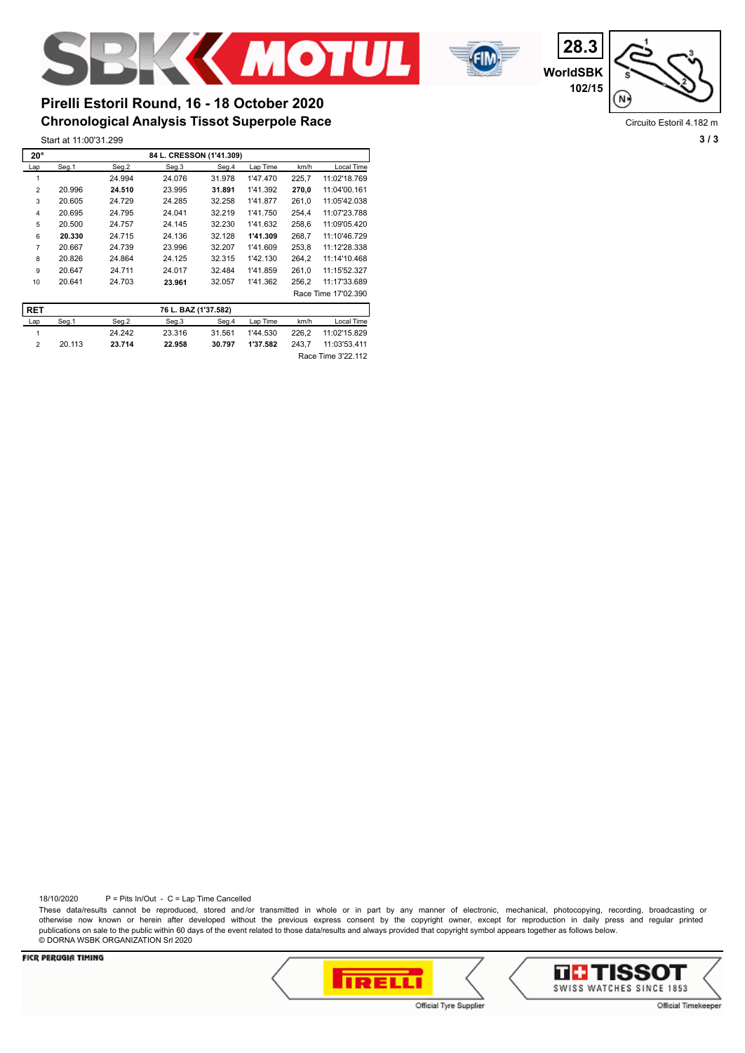# Pirelli Estoril Round, 16 - 18 October 2020

## Chronological Analysis Tissot Superpole Race

28.3
WorldSBK
102/15

Circuito Estoril 4.182 m

Start at 11:00'31.299

| 20° | | 84 L. CRESSON (1'41.309) | | | | | |
|---|---|---|---|---|---|---|---|
| Lap | Seg.1 | Seg.2 | Seg.3 | Seg.4 | Lap Time | km/h | Local Time |
| 1 | | 24.994 | 24.076 | 31.978 | 1'47.470 | 225,7 | 11:02'18.769 |
| 2 | 20.996 | **24.510** | 23.995 | **31.891** | 1'41.392 | **270,0** | 11:04'00.161 |
| 3 | 20.605 | 24.729 | 24.285 | 32.258 | 1'41.877 | 261,0 | 11:05'42.038 |
| 4 | 20.695 | 24.795 | 24.041 | 32.219 | 1'41.750 | 254,4 | 11:07'23.788 |
| 5 | 20.500 | 24.757 | 24.145 | 32.230 | 1'41.632 | 258,6 | 11:09'05.420 |
| 6 | **20.330** | 24.715 | 24.136 | 32.128 | **1'41.309** | 268,7 | 11:10'46.729 |
| 7 | 20.667 | 24.739 | 23.996 | 32.207 | 1'41.609 | 253,8 | 11:12'28.338 |
| 8 | 20.826 | 24.864 | 24.125 | 32.315 | 1'42.130 | 264,2 | 11:14'10.468 |
| 9 | 20.647 | 24.711 | 24.017 | 32.484 | 1'41.859 | 261,0 | 11:15'52.327 |
| 10 | 20.641 | 24.703 | **23.961** | 32.057 | 1'41.362 | 256,2 | 11:17'33.689 |
| | | | | | | | Race Time 17'02.390 |

| RET | | 76 L. BAZ (1'37.582) | | | | | |
|---|---|---|---|---|---|---|---|
| Lap | Seg.1 | Seg.2 | Seg.3 | Seg.4 | Lap Time | km/h | Local Time |
| 1 | | 24.242 | 23.316 | 31.561 | 1'44.530 | 226,2 | 11:02'15.829 |
| 2 | 20.113 | **23.714** | **22.958** | **30.797** | **1'37.582** | 243,7 | 11:03'53.411 |
| | | | | | | | Race Time 3'22.112 |

18/10/2020    P = Pits In/Out - C = Lap Time Cancelled

These data/results cannot be reproduced, stored and/or transmitted in whole or in part by any manner of electronic, mechanical, photocopying, recording, broadcasting or otherwise now known or herein after developed without the previous express consent by the copyright owner, except for reproduction in daily press and regular printed publications on sale to the public within 60 days of the event related to those data/results and always provided that copyright symbol appears together as follows below.
© DORNA WSBK ORGANIZATION Srl 2020

FICR PERUGIA TIMING — Official Tyre Supplier — Official Timekeeper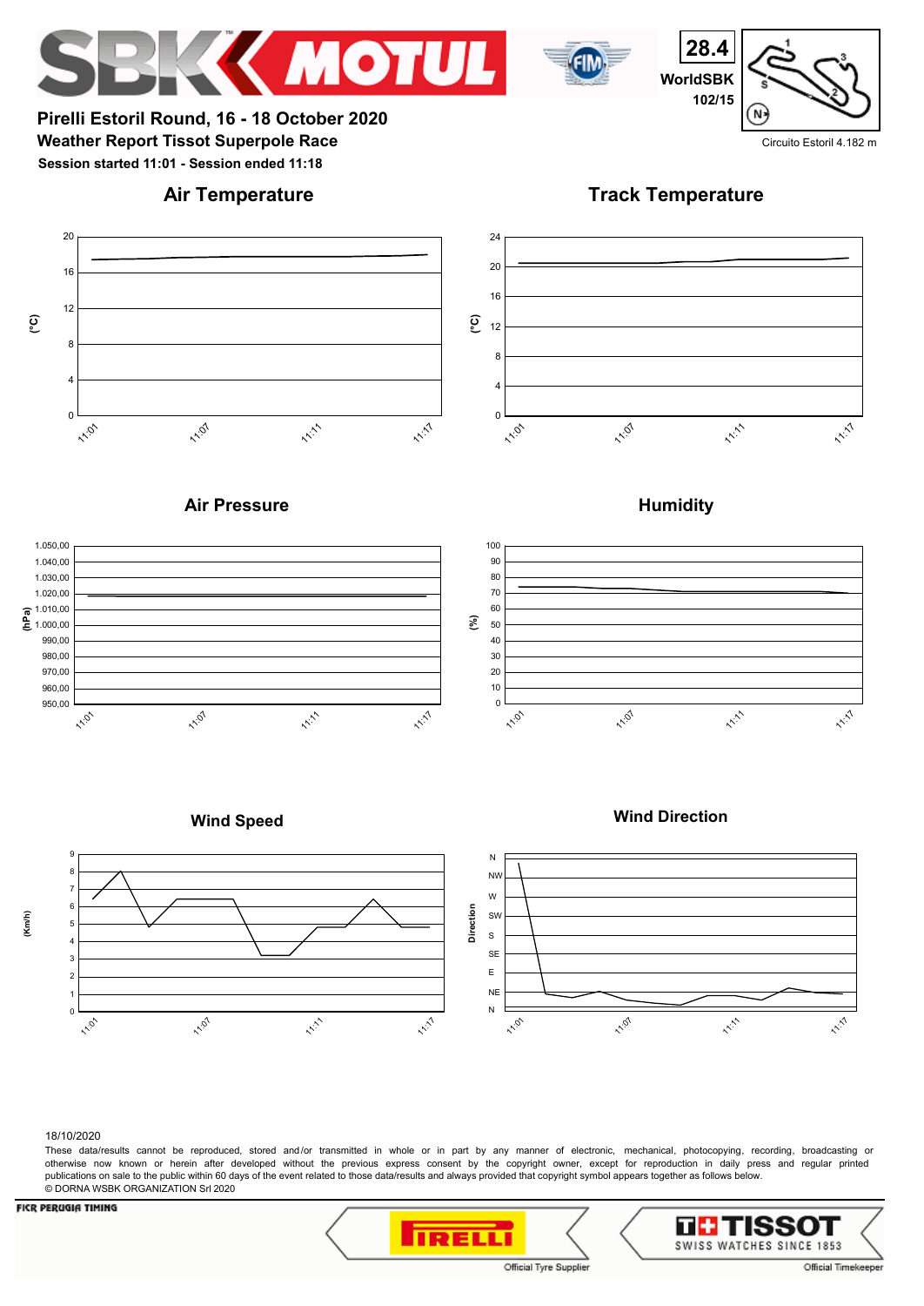**28.4**

**WorldSBK**

**102/15**

Circuito Estoril 4.182 m

## Pirelli Estoril Round, 16 - 18 October 2020

### Weather Report Tissot Superpole Race

**Session started 11:01 - Session ended 11:18**

### Air Temperature

### Track Temperature

### Air Pressure

### Humidity

### Wind Speed

### Wind Direction

18/10/2020

These data/results cannot be reproduced, stored and/or transmitted in whole or in part by any manner of electronic, mechanical, photocopying, recording, broadcasting or otherwise now known or herein after developed without the previous express consent by the copyright owner, except for reproduction in daily press and regular printed publications on sale to the public within 60 days of the event related to those data/results and always provided that copyright symbol appears together as follows below.

© DORNA WSBK ORGANIZATION Srl 2020

FICR PERUGIA TIMING

Official Tyre Supplier

Official Timekeeper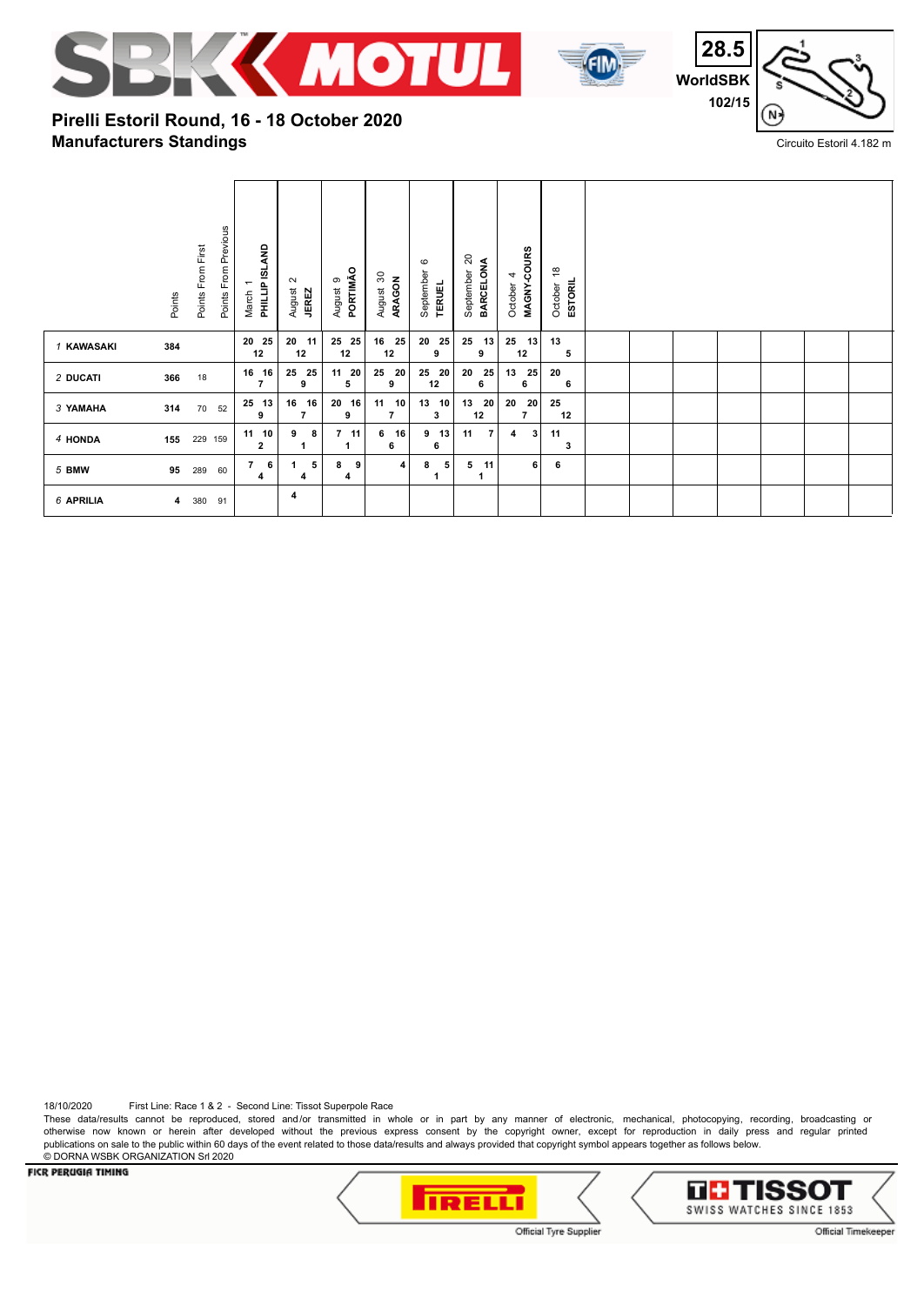# Pirelli Estoril Round, 16 - 18 October 2020

## Manufacturers Standings

28.5 WorldSBK 102/15

Circuito Estoril 4.182 m

| | Points | Points From First | Points From Previous | March 1 PHILLIP ISLAND | August 2 JEREZ | August 9 PORTIMÃO | August 30 ARAGON | September 6 TERUEL | September 20 BARCELONA | October 4 MAGNY-COURS | October 18 ESTORIL |
|---|---|---|---|---|---|---|---|---|---|---|---|
| 1 KAWASAKI | 384 | | | 20 25 12 | 20 11 12 | 25 25 12 | 16 25 12 | 20 25 9 | 25 13 9 | 25 13 12 | 13 5 |
| 2 DUCATI | 366 | 18 | | 16 16 7 | 25 25 9 | 11 20 5 | 25 20 9 | 25 20 12 | 20 25 6 | 13 25 6 | 20 6 |
| 3 YAMAHA | 314 | 70 | 52 | 25 13 9 | 16 16 7 | 20 16 9 | 11 10 7 | 13 10 3 | 13 20 12 | 20 20 7 | 25 12 |
| 4 HONDA | 155 | 229 | 159 | 11 10 2 | 9 8 1 | 7 11 1 | 6 16 6 | 9 13 6 | 11 7 | 4 3 | 11 3 |
| 5 BMW | 95 | 289 | 60 | 7 6 4 | 1 5 4 | 8 9 4 | 4 | 8 5 1 | 5 11 1 | 6 | 6 |
| 6 APRILIA | 4 | 380 | 91 | | 4 | | | | | | |

18/10/2020 First Line: Race 1 & 2 - Second Line: Tissot Superpole Race

These data/results cannot be reproduced, stored and/or transmitted in whole or in part by any manner of electronic, mechanical, photocopying, recording, broadcasting or otherwise now known or herein after developed without the previous express consent by the copyright owner, except for reproduction in daily press and regular printed publications on sale to the public within 60 days of the event related to those data/results and always provided that copyright symbol appears together as follows below.

© DORNA WSBK ORGANIZATION Srl 2020

FICR PERUGIA TIMING

Official Tyre Supplier — Official Timekeeper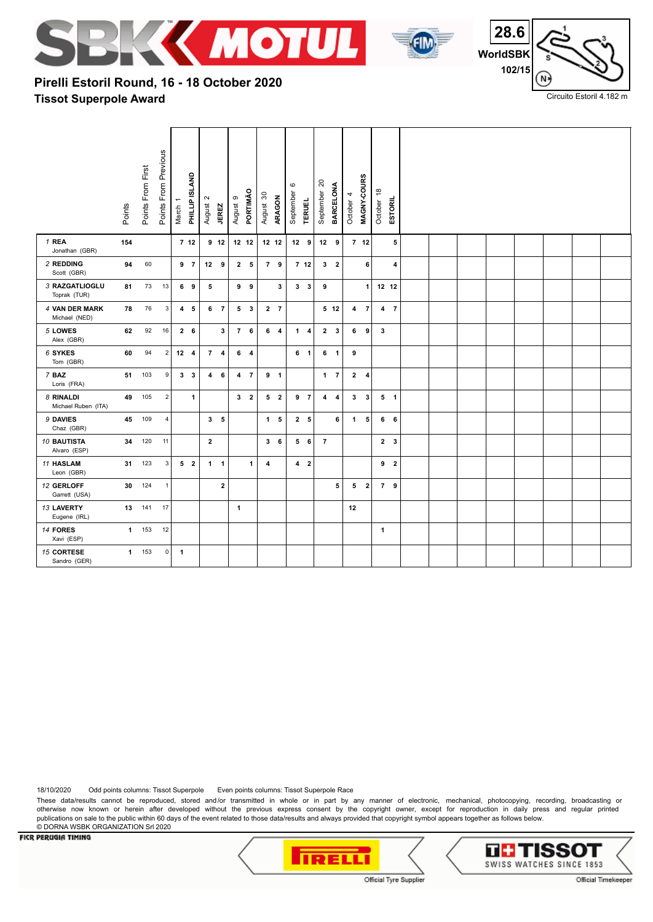## Pirelli Estoril Round, 16 - 18 October 2020

### Tissot Superpole Award

28.6 WorldSBK 102/15

Circuito Estoril 4.182 m

| Rider | Points | Points From First | Points From Previous | March 1 PHILLIP ISLAND | | August 2 JEREZ | | August 9 PORTIMÃO | | August 30 ARAGON | | September 6 TERUEL | | September 20 BARCELONA | | October 4 MAGNY-COURS | | October 18 ESTORIL | |
|---|---|---|---|---|---|---|---|---|---|---|---|---|---|---|---|---|---|---|---|
| 1 REA Jonathan (GBR) | 154 | | | 7 | 12 | 9 | 12 | 12 | 12 | 12 | 12 | 12 | 9 | 12 | 9 | 7 | 12 | | 5 |
| 2 REDDING Scott (GBR) | 94 | 60 | | 9 | 7 | 12 | 9 | 2 | 5 | 7 | 9 | 7 | 12 | 3 | 2 | | 6 | | 4 |
| 3 RAZGATLIOGLU Toprak (TUR) | 81 | 73 | 13 | 6 | 9 | 5 | | 9 | 9 | | 3 | 3 | 3 | 9 | | | 1 | 12 | 12 |
| 4 VAN DER MARK Michael (NED) | 78 | 76 | 3 | 4 | 5 | 6 | 7 | 5 | 3 | 2 | 7 | | | 5 | 12 | 4 | 7 | 4 | 7 |
| 5 LOWES Alex (GBR) | 62 | 92 | 16 | 2 | 6 | | 3 | 7 | 6 | 6 | 4 | 1 | 4 | 2 | 3 | 6 | 9 | 3 | |
| 6 SYKES Tom (GBR) | 60 | 94 | 2 | 12 | 4 | 7 | 4 | 6 | 4 | | | 6 | 1 | 6 | 1 | 9 | | | |
| 7 BAZ Loris (FRA) | 51 | 103 | 9 | 3 | 3 | 4 | 6 | 4 | 7 | 9 | 1 | | | 1 | 7 | 2 | 4 | | |
| 8 RINALDI Michael Ruben (ITA) | 49 | 105 | 2 | | 1 | | | 3 | 2 | 5 | 2 | 9 | 7 | 4 | 4 | 3 | 3 | 5 | 1 |
| 9 DAVIES Chaz (GBR) | 45 | 109 | 4 | | | 3 | 5 | | | 1 | 5 | 2 | 5 | | 6 | 1 | 5 | 6 | 6 |
| 10 BAUTISTA Alvaro (ESP) | 34 | 120 | 11 | | | 2 | | | | 3 | 6 | 5 | 6 | 7 | | | | 2 | 3 |
| 11 HASLAM Leon (GBR) | 31 | 123 | 3 | 5 | 2 | 1 | 1 | | 1 | 4 | | 4 | 2 | | | | | 9 | 2 |
| 12 GERLOFF Garrett (USA) | 30 | 124 | 1 | | | | 2 | | | | | | | | 5 | 5 | 2 | 7 | 9 |
| 13 LAVERTY Eugene (IRL) | 13 | 141 | 17 | | | | | 1 | | | | | | | | 12 | | | |
| 14 FORES Xavi (ESP) | 1 | 153 | 12 | | | | | | | | | | | | | | | 1 | |
| 15 CORTESE Sandro (GER) | 1 | 153 | 0 | 1 | | | | | | | | | | | | | | | |

18/10/2020 Odd points columns: Tissot Superpole Even points columns: Tissot Superpole Race

These data/results cannot be reproduced, stored and/or transmitted in whole or in part by any manner of electronic, mechanical, photocopying, recording, broadcasting or otherwise now known or herein after developed without the previous express consent by the copyright owner, except for reproduction in daily press and regular printed publications on sale to the public within 60 days of the event related to those data/results and always provided that copyright symbol appears together as follows below.
© DORNA WSBK ORGANIZATION Srl 2020

FICR PERUGIA TIMING

Official Tyre Supplier — Official Timekeeper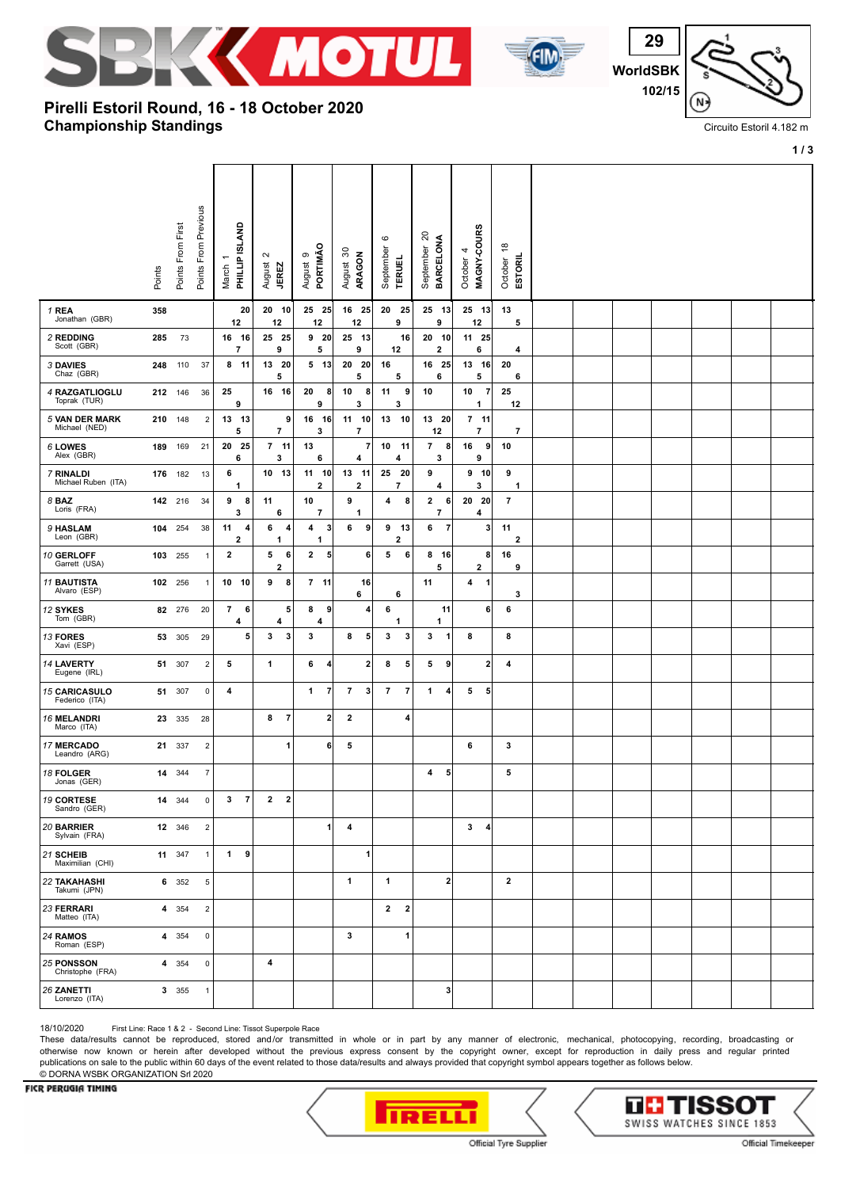# Pirelli Estoril Round, 16 - 18 October 2020

## Championship Standings

WorldSBK 102/15

Circuito Estoril 4.182 m

| Rider | Points | Points From First | Points From Previous | March 1 PHILLIP ISLAND | | | August 2 JEREZ | | | August 9 PORTIMÃO | | | August 30 ARAGON | | | September 6 TERUEL | | | September 20 BARCELONA | | | October 4 MAGNY-COURS | | | October 18 ESTORIL | | |
|---|---|---|---|---|---|---|---|---|---|---|---|---|---|---|---|---|---|---|---|---|---|---|---|---|---|---|---|
| | | | | Race 1 | Race 2 | SP | Race 1 | Race 2 | SP | Race 1 | Race 2 | SP | Race 1 | Race 2 | SP | Race 1 | Race 2 | SP | Race 1 | Race 2 | SP | Race 1 | Race 2 | SP | Race 1 | Race 2 | SP |
| 1 REA Jonathan (GBR) | 358 | | | | 20 | 12 | 20 | 10 | 12 | 25 | 25 | 12 | 16 | 25 | 12 | 20 | 25 | 9 | 25 | 13 | 9 | 25 | 13 | 12 | 13 | | 5 |
| 2 REDDING Scott (GBR) | 285 | 73 | | 16 | 16 | 7 | 25 | 25 | 9 | 9 | 20 | 5 | 25 | 13 | 9 | | 16 | 12 | 20 | 10 | 2 | 11 | 25 | 6 | | | 4 |
| 3 DAVIES Chaz (GBR) | 248 | 110 | 37 | 8 | 11 | | 13 | 20 | 5 | 5 | 13 | | 20 | 20 | 5 | 16 | | 5 | 16 | 25 | 6 | 13 | 16 | 5 | 20 | | 6 |
| 4 RAZGATLIOGLU Toprak (TUR) | 212 | 146 | 36 | 25 | | 9 | 16 | 16 | | 20 | 8 | 9 | 10 | 8 | 3 | 11 | 9 | 3 | 10 | | | 10 | 7 | 1 | 25 | | 12 |
| 5 VAN DER MARK Michael (NED) | 210 | 148 | 2 | 13 | 13 | 5 | | 9 | 7 | 16 | 16 | 3 | 11 | 10 | 7 | 13 | 10 | | 13 | 20 | 12 | 7 | 11 | 7 | | | 7 |
| 6 LOWES Alex (GBR) | 189 | 169 | 21 | 20 | 25 | 6 | 7 | 11 | 3 | 13 | | 6 | | 7 | 4 | 10 | 11 | 4 | 7 | 8 | 3 | 16 | 9 | 9 | 10 | | |
| 7 RINALDI Michael Ruben (ITA) | 176 | 182 | 13 | 6 | | 1 | 10 | 13 | | 11 | 10 | 2 | 13 | 11 | 2 | 25 | 20 | 7 | 9 | | 4 | 9 | 10 | 3 | 9 | | 1 |
| 8 BAZ Loris (FRA) | 142 | 216 | 34 | 9 | 8 | 3 | 11 | | 6 | 10 | | 7 | 9 | | 1 | 4 | 8 | | 2 | 6 | 7 | 20 | 20 | 4 | 7 | | |
| 9 HASLAM Leon (GBR) | 104 | 254 | 38 | 11 | 4 | 2 | 6 | 4 | 1 | 4 | 3 | 1 | 6 | 9 | | 9 | 13 | 2 | 6 | 7 | | | 3 | | 11 | | 2 |
| 10 GERLOFF Garrett (USA) | 103 | 255 | 1 | 2 | | | 5 | 6 | 2 | 2 | 5 | | | 6 | | 5 | 6 | | 8 | 16 | 5 | | 8 | 2 | 16 | | 9 |
| 11 BAUTISTA Alvaro (ESP) | 102 | 256 | 1 | 10 | 10 | | 9 | 8 | | 7 | 11 | | | 16 | 6 | | | 6 | 11 | | | 4 | 1 | | | | 3 |
| 12 SYKES Tom (GBR) | 82 | 276 | 20 | 7 | 6 | 4 | | 5 | 4 | 8 | 9 | 4 | | 4 | | 6 | | 1 | | 11 | 1 | | 6 | | 6 | | |
| 13 FORES Xavi (ESP) | 53 | 305 | 29 | | 5 | | 3 | 3 | | 3 | | | 8 | 5 | | 3 | 3 | | 3 | 1 | | 8 | | | 8 | | |
| 14 LAVERTY Eugene (IRL) | 51 | 307 | 2 | 5 | | | 1 | | | 6 | 4 | | | 2 | | 8 | 5 | | 5 | 9 | | | 2 | | 4 | | |
| 15 CARICASULO Federico (ITA) | 51 | 307 | 0 | 4 | | | | | | 1 | 7 | | 7 | 3 | | 7 | 7 | | 1 | 4 | | 5 | 5 | | | | |
| 16 MELANDRI Marco (ITA) | 23 | 335 | 28 | | | | 8 | 7 | | | 2 | | 2 | | | | 4 | | | | | | | | | | |
| 17 MERCADO Leandro (ARG) | 21 | 337 | 2 | | | | | 1 | | | 6 | | 5 | | | | | | | | | 6 | | | 3 | | |
| 18 FOLGER Jonas (GER) | 14 | 344 | 7 | | | | | | | | | | | | | | | | 4 | 5 | | | | | 5 | | |
| 19 CORTESE Sandro (GER) | 14 | 344 | 0 | 3 | 7 | | 2 | 2 | | | | | | | | | | | | | | | | | | | |
| 20 BARRIER Sylvain (FRA) | 12 | 346 | 2 | | | | | | | | 1 | | 4 | | | | | | | | | 3 | 4 | | | | |
| 21 SCHEIB Maximilian (CHI) | 11 | 347 | 1 | 1 | 9 | | | | | | | | | 1 | | | | | | | | | | | | | |
| 22 TAKAHASHI Takumi (JPN) | 6 | 352 | 5 | | | | | | | | | | 1 | | | 1 | | | | 2 | | | | | 2 | | |
| 23 FERRARI Matteo (ITA) | 4 | 354 | 2 | | | | | | | | | | | | | 2 | 2 | | | | | | | | | | |
| 24 RAMOS Roman (ESP) | 4 | 354 | 0 | | | | | | | | | | 3 | | | | 1 | | | | | | | | | | |
| 25 PONSSON Christophe (FRA) | 4 | 354 | 0 | | | | 4 | | | | | | | | | | | | | | | | | | | | |
| 26 ZANETTI Lorenzo (ITA) | 3 | 355 | 1 | | | | | | | | | | | | | | | | | 3 | | | | | | | |

18/10/2020 First Line: Race 1 & 2 - Second Line: Tissot Superpole Race

These data/results cannot be reproduced, stored and/or transmitted in whole or in part by any manner of electronic, mechanical, photocopying, recording, broadcasting or otherwise now known or herein after developed without the previous express consent by the copyright owner, except for reproduction in daily press and regular printed publications on sale to the public within 60 days of the event related to those data/results and always provided that copyright symbol appears together as follows below.

© DORNA WSBK ORGANIZATION Srl 2020

FICR PERUGIA TIMING

Official Tyre Supplier

Official Timekeeper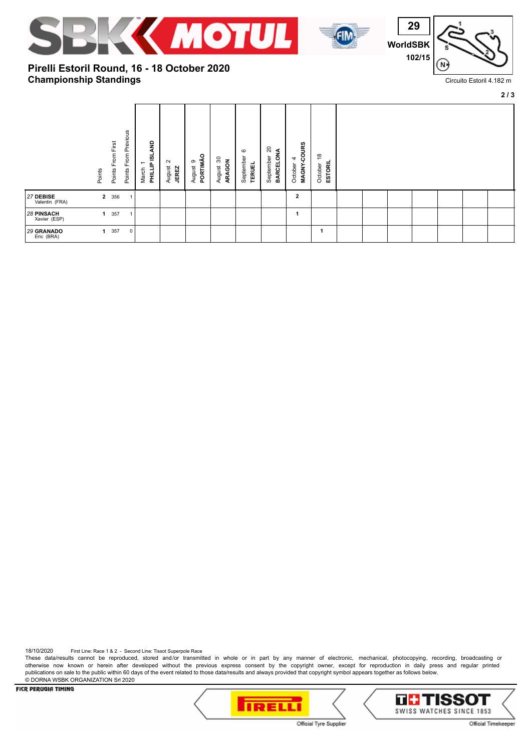## Pirelli Estoril Round, 16 - 18 October 2020
## Championship Standings

29 WorldSBK 102/15

Circuito Estoril 4.182 m

| | Points | Points From First | Points From Previous | March 1 PHILLIP ISLAND | August 2 JEREZ | August 9 PORTIMÃO | August 30 ARAGON | September 6 TERUEL | September 20 BARCELONA | October 4 MAGNY-COURS | October 18 ESTORIL | | | | | | | |
|---|---|---|---|---|---|---|---|---|---|---|---|---|---|---|---|---|---|---|
| 27 DEBISE Valentin (FRA) | 2 | 356 | 1 | | | | | | | 2 | | | | | | | | |
| 28 PINSACH Xavier (ESP) | 1 | 357 | 1 | | | | | | | 1 | | | | | | | | |
| 29 GRANADO Eric (BRA) | 1 | 357 | 0 | | | | | | | | 1 | | | | | | | |

18/10/2020 First Line: Race 1 & 2 - Second Line: Tissot Superpole Race

These data/results cannot be reproduced, stored and/or transmitted in whole or in part by any manner of electronic, mechanical, photocopying, recording, broadcasting or otherwise now known or herein after developed without the previous express consent by the copyright owner, except for reproduction in daily press and regular printed publications on sale to the public within 60 days of the event related to those data/results and always provided that copyright symbol appears together as follows below.

© DORNA WSBK ORGANIZATION Srl 2020

FICR PERUGIA TIMING

Official Tyre Supplier

Official Timekeeper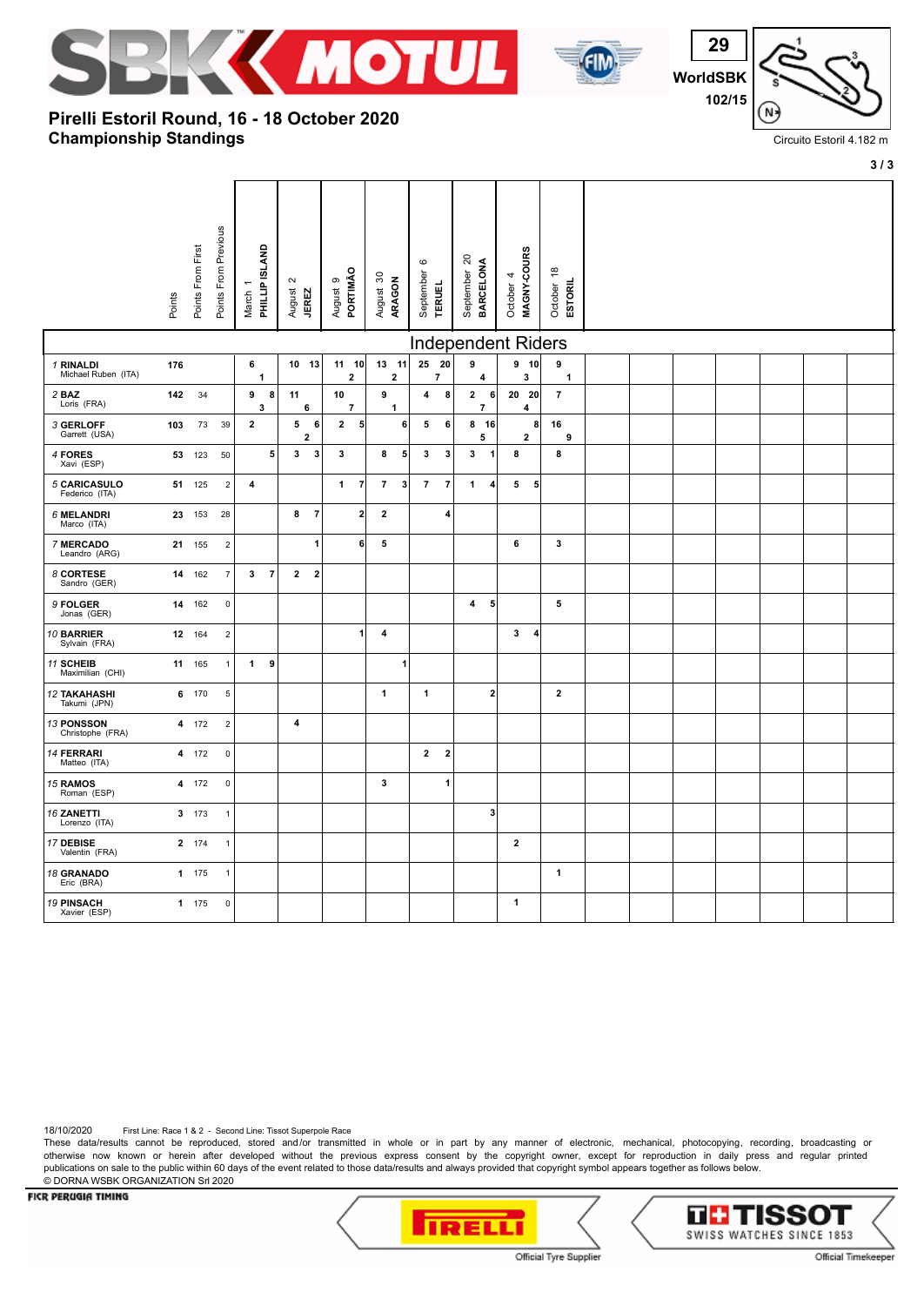# Pirelli Estoril Round, 16 - 18 October 2020

## Championship Standings

WorldSBK 29 102/15

Circuito Estoril 4.182 m

## Independent Riders

| Rider | Points | Points From First | Points From Previous | March 1 PHILLIP ISLAND | August 2 JEREZ | August 9 PORTIMÃO | August 30 ARAGON | September 6 TERUEL | September 20 BARCELONA | October 4 MAGNY-COURS | October 18 ESTORIL |
|---|---|---|---|---|---|---|---|---|---|---|---|
| 1 RINALDI Michael Ruben (ITA) | 176 | | | 6 / 1 | 10 13 | 11 10 / 2 | 13 11 / 2 | 25 20 / 7 | 9 / 4 | 9 10 / 3 | 9 / 1 |
| 2 BAZ Loris (FRA) | 142 | 34 | | 9 8 / 3 | 11 / 6 | 10 / 7 | 9 / 1 | 4 8 | 2 6 / 7 | 20 20 / 4 | 7 |
| 3 GERLOFF Garrett (USA) | 103 | 73 | 39 | 2 | 5 6 / 2 | 2 5 | 6 | 5 6 | 8 16 / 5 | 8 / 2 | 16 / 9 |
| 4 FORES Xavi (ESP) | 53 | 123 | 50 | 5 | 3 3 | 3 | 8 5 | 3 3 | 3 1 | 8 | 8 |
| 5 CARICASULO Federico (ITA) | 51 | 125 | 2 | 4 | | 1 7 | 7 3 | 7 7 | 1 4 | 5 5 | |
| 6 MELANDRI Marco (ITA) | 23 | 153 | 28 | | 8 7 | 2 | 2 | 4 | | | |
| 7 MERCADO Leandro (ARG) | 21 | 155 | 2 | | 1 | 6 | 5 | | | 6 | 3 |
| 8 CORTESE Sandro (GER) | 14 | 162 | 7 | 3 7 | 2 2 | | | | | | |
| 9 FOLGER Jonas (GER) | 14 | 162 | 0 | | | | | | 4 5 | | 5 |
| 10 BARRIER Sylvain (FRA) | 12 | 164 | 2 | | | 1 | 4 | | | 3 4 | |
| 11 SCHEIB Maximilian (CHI) | 11 | 165 | 1 | 1 9 | | | 1 | | | | |
| 12 TAKAHASHI Takumi (JPN) | 6 | 170 | 5 | | | | 1 | 1 | 2 | | 2 |
| 13 PONSSON Christophe (FRA) | 4 | 172 | 2 | | 4 | | | | | | |
| 14 FERRARI Matteo (ITA) | 4 | 172 | 0 | | | | | 2 2 | | | |
| 15 RAMOS Roman (ESP) | 4 | 172 | 0 | | | | 3 | 1 | | | |
| 16 ZANETTI Lorenzo (ITA) | 3 | 173 | 1 | | | | | | 3 | | |
| 17 DEBISE Valentin (FRA) | 2 | 174 | 1 | | | | | | | 2 | |
| 18 GRANADO Eric (BRA) | 1 | 175 | 1 | | | | | | | | 1 |
| 19 PINSACH Xavier (ESP) | 1 | 175 | 0 | | | | | | | 1 | |

18/10/2020 First Line: Race 1 & 2 - Second Line: Tissot Superpole Race

These data/results cannot be reproduced, stored and/or transmitted in whole or in part by any manner of electronic, mechanical, photocopying, recording, broadcasting or otherwise now known or herein after developed without the previous express consent by the copyright owner, except for reproduction in daily press and regular printed publications on sale to the public within 60 days of the event related to those data/results and always provided that copyright symbol appears together as follows below.

© DORNA WSBK ORGANIZATION Srl 2020

FICR PERUGIA TIMING

Official Tyre Supplier — Official Timekeeper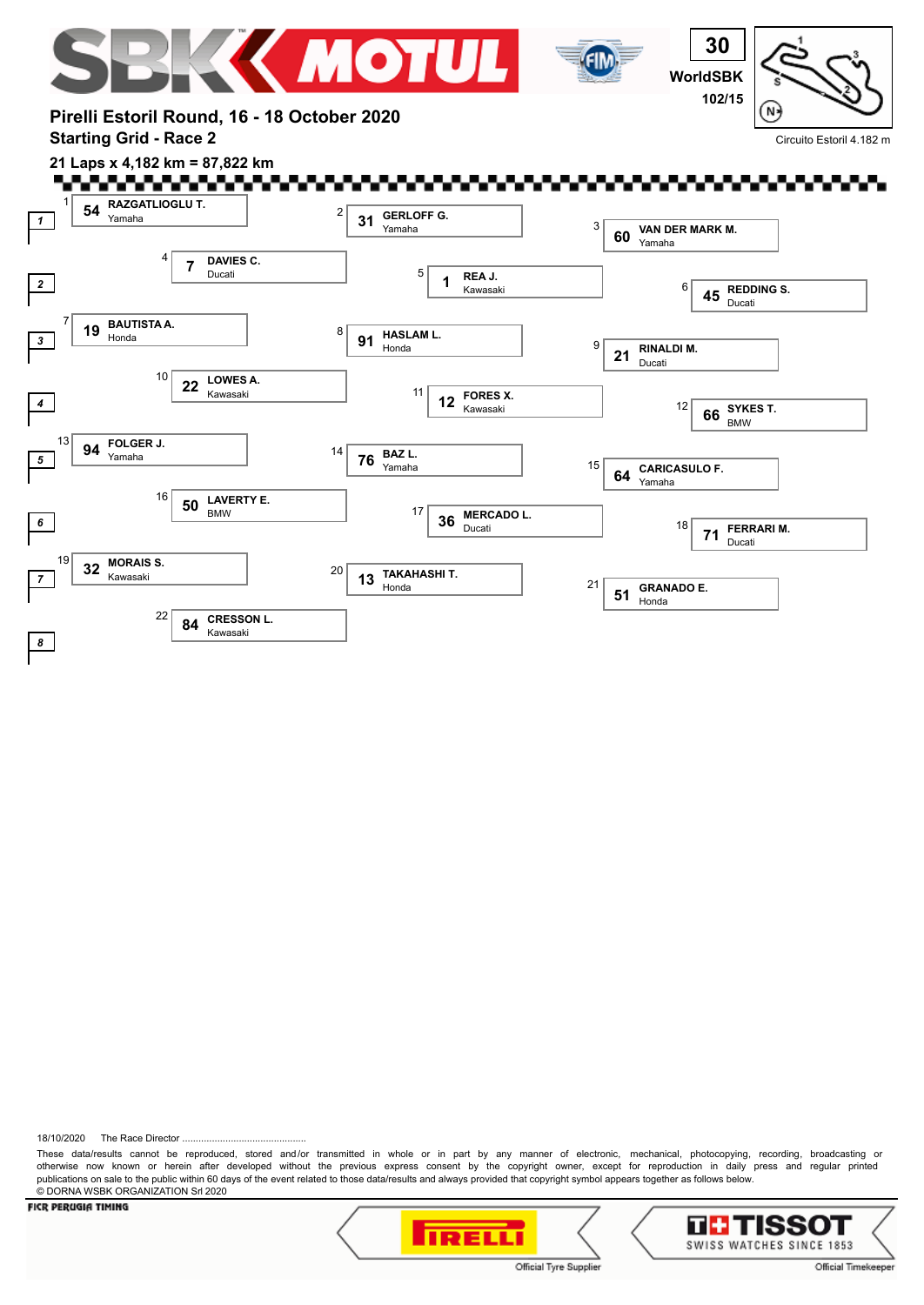SBK MOTUL

30

WorldSBK

102/15

## Pirelli Estoril Round, 16 - 18 October 2020

### Starting Grid - Race 2

Circuito Estoril 4.182 m

**21 Laps x 4,182 km = 87,822 km**

| Row | Pos | No. | Rider | Manufacturer |
|---|---|---|---|---|
| 1 | 1 | 54 | RAZGATLIOGLU T. | Yamaha |
| 1 | 2 | 31 | GERLOFF G. | Yamaha |
| 1 | 3 | 60 | VAN DER MARK M. | Yamaha |
| 2 | 4 | 7 | DAVIES C. | Ducati |
| 2 | 5 | 1 | REA J. | Kawasaki |
| 2 | 6 | 45 | REDDING S. | Ducati |
| 3 | 7 | 19 | BAUTISTA A. | Honda |
| 3 | 8 | 91 | HASLAM L. | Honda |
| 3 | 9 | 21 | RINALDI M. | Ducati |
| 4 | 10 | 22 | LOWES A. | Kawasaki |
| 4 | 11 | 12 | FORES X. | Kawasaki |
| 4 | 12 | 66 | SYKES T. | BMW |
| 5 | 13 | 94 | FOLGER J. | Yamaha |
| 5 | 14 | 76 | BAZ L. | Yamaha |
| 5 | 15 | 64 | CARICASULO F. | Yamaha |
| 6 | 16 | 50 | LAVERTY E. | BMW |
| 6 | 17 | 36 | MERCADO L. | Ducati |
| 6 | 18 | 71 | FERRARI M. | Ducati |
| 7 | 19 | 32 | MORAIS S. | Kawasaki |
| 7 | 20 | 13 | TAKAHASHI T. | Honda |
| 7 | 21 | 51 | GRANADO E. | Honda |
| 8 | 22 | 84 | CRESSON L. | Kawasaki |

18/10/2020 The Race Director ..............................................

These data/results cannot be reproduced, stored and/or transmitted in whole or in part by any manner of electronic, mechanical, photocopying, recording, broadcasting or otherwise now known or herein after developed without the previous express consent by the copyright owner, except for reproduction in daily press and regular printed publications on sale to the public within 60 days of the event related to those data/results and always provided that copyright symbol appears together as follows below.
© DORNA WSBK ORGANIZATION Srl 2020

FICR PERUGIA TIMING

PIRELLI Official Tyre Supplier

TISSOT SWISS WATCHES SINCE 1853 Official Timekeeper